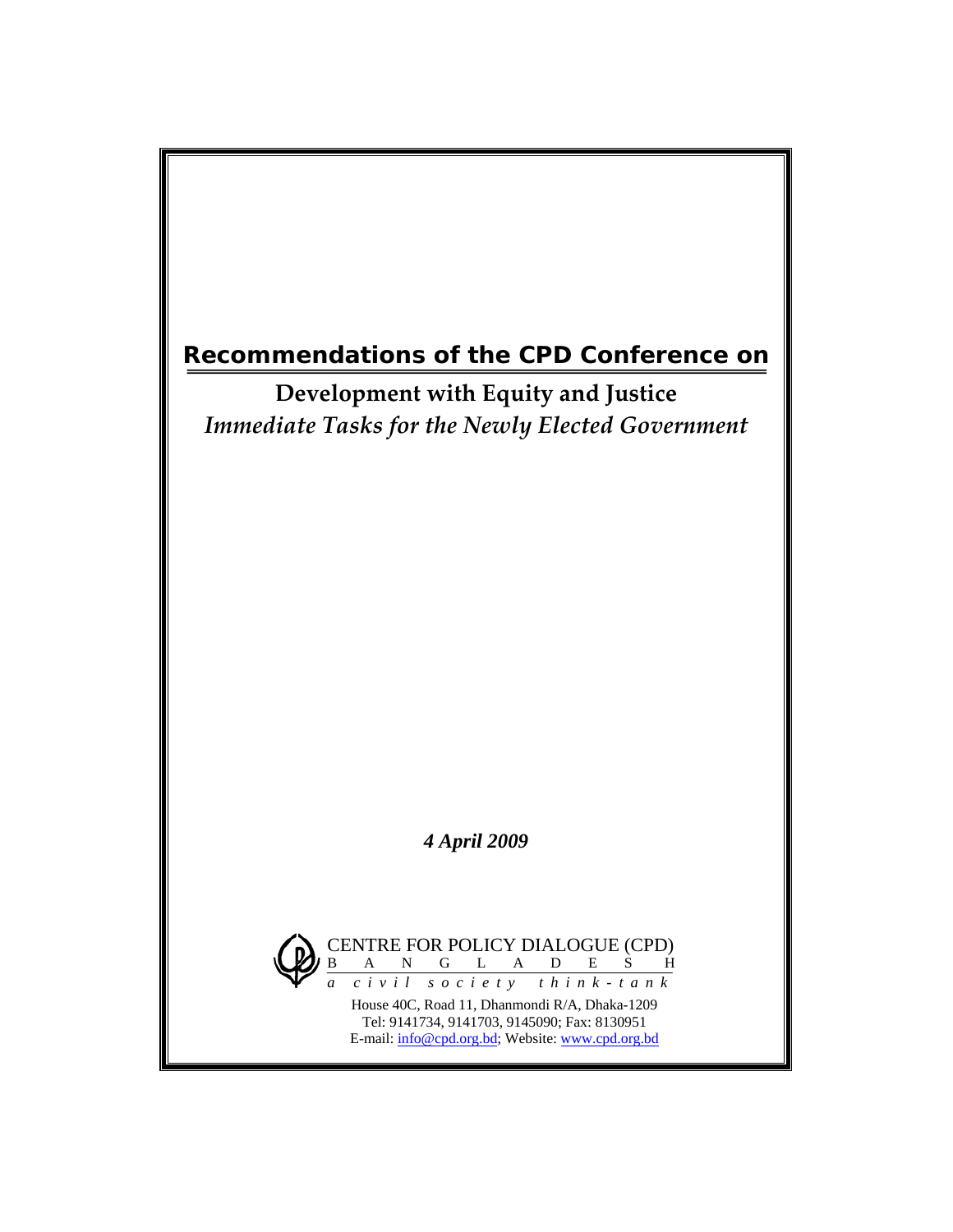# Recommendations of the CPD Conference on

## Development with Equity and Justice

*Immediate Tasks for the Newly Elected Government*

***4 April 2009***

CENTRE FOR POLICY DIALOGUE (CPD)
B A N G L A D E S H
*a civil society think-tank*

House 40C, Road 11, Dhanmondi R/A, Dhaka-1209
Tel: 9141734, 9141703, 9145090; Fax: 8130951
E-mail: info@cpd.org.bd; Website: www.cpd.org.bd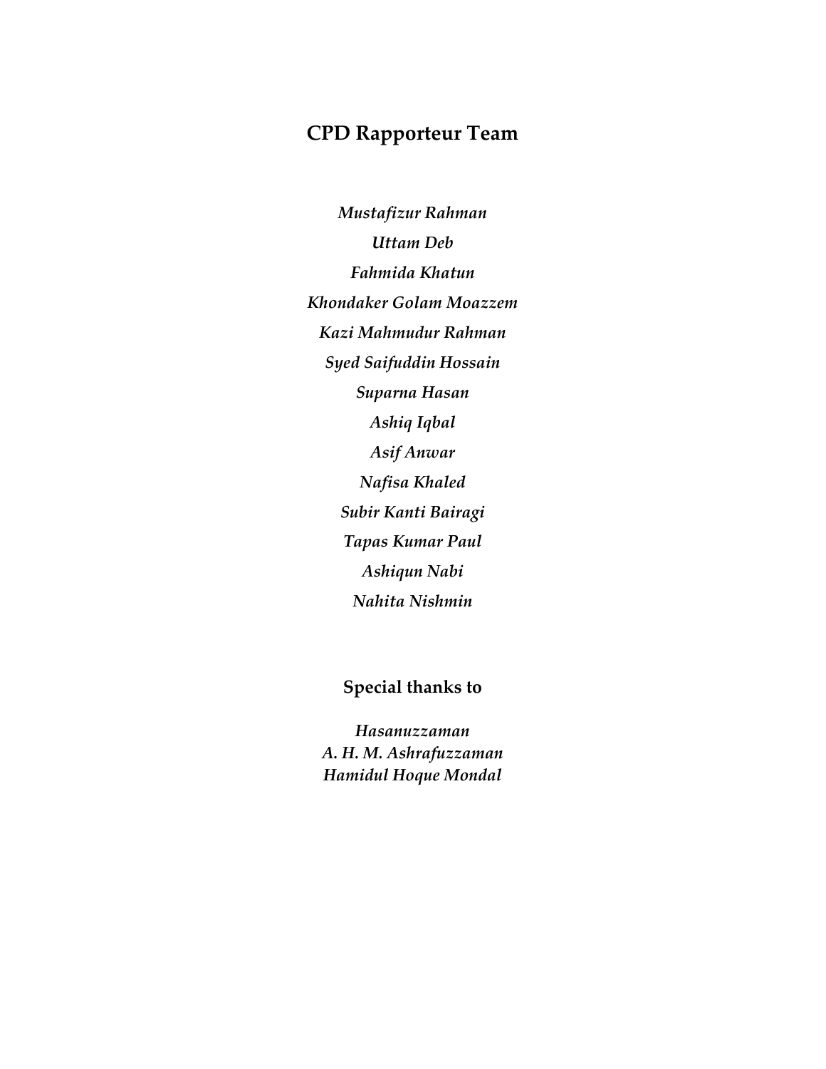## CPD Rapporteur Team

*Mustafizur Rahman*

*Uttam Deb*

*Fahmida Khatun*

*Khondaker Golam Moazzem*

*Kazi Mahmudur Rahman*

*Syed Saifuddin Hossain*

*Suparna Hasan*

*Ashiq Iqbal*

*Asif Anwar*

*Nafisa Khaled*

*Subir Kanti Bairagi*

*Tapas Kumar Paul*

*Ashiqun Nabi*

*Nahita Nishmin*

### Special thanks to

*Hasanuzzaman*
*A. H. M. Ashrafuzzaman*
*Hamidul Hoque Mondal*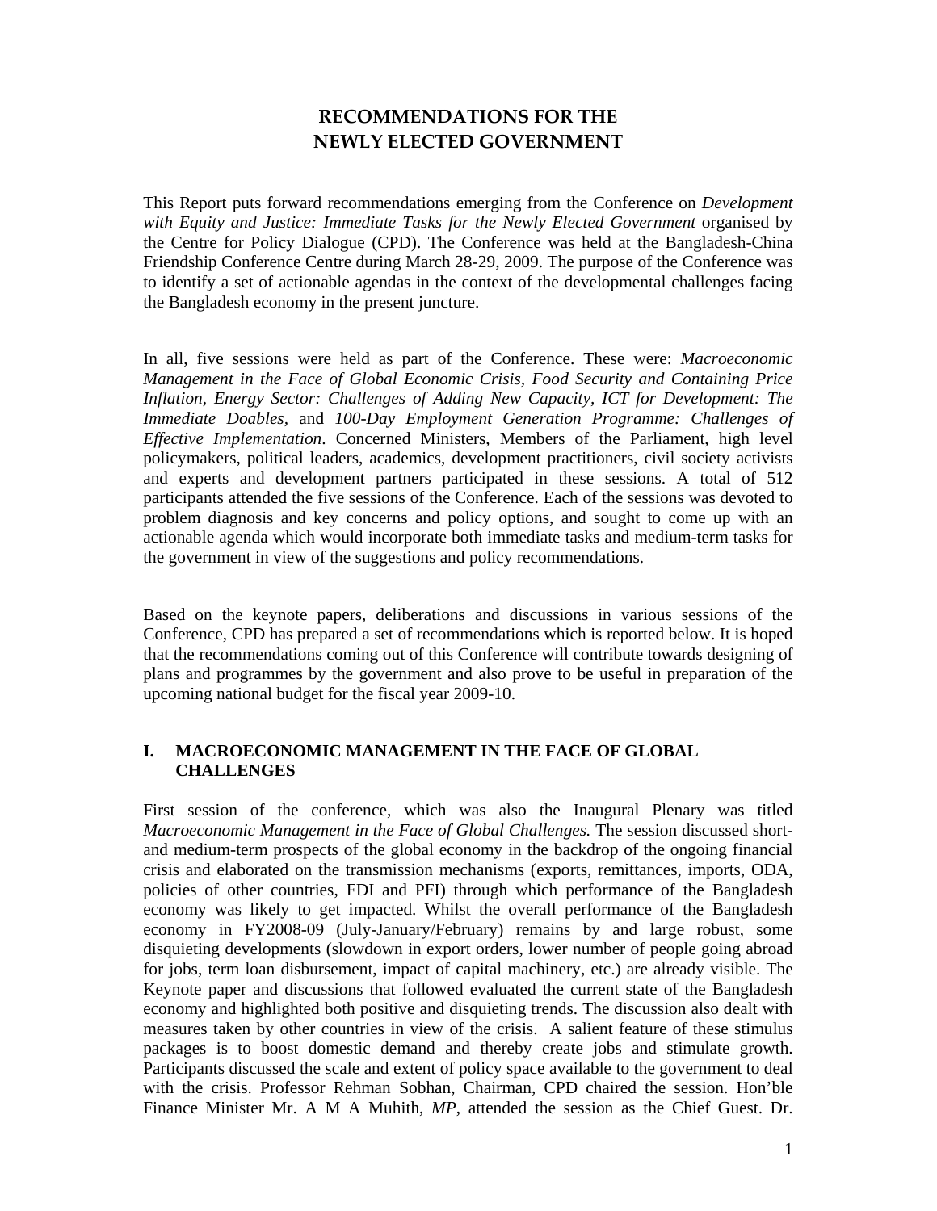# RECOMMENDATIONS FOR THE NEWLY ELECTED GOVERNMENT

This Report puts forward recommendations emerging from the Conference on *Development with Equity and Justice: Immediate Tasks for the Newly Elected Government* organised by the Centre for Policy Dialogue (CPD). The Conference was held at the Bangladesh-China Friendship Conference Centre during March 28-29, 2009. The purpose of the Conference was to identify a set of actionable agendas in the context of the developmental challenges facing the Bangladesh economy in the present juncture.

In all, five sessions were held as part of the Conference. These were: *Macroeconomic Management in the Face of Global Economic Crisis*, *Food Security and Containing Price Inflation*, *Energy Sector: Challenges of Adding New Capacity*, *ICT for Development: The Immediate Doables*, and *100-Day Employment Generation Programme: Challenges of Effective Implementation*. Concerned Ministers, Members of the Parliament, high level policymakers, political leaders, academics, development practitioners, civil society activists and experts and development partners participated in these sessions. A total of 512 participants attended the five sessions of the Conference. Each of the sessions was devoted to problem diagnosis and key concerns and policy options, and sought to come up with an actionable agenda which would incorporate both immediate tasks and medium-term tasks for the government in view of the suggestions and policy recommendations.

Based on the keynote papers, deliberations and discussions in various sessions of the Conference, CPD has prepared a set of recommendations which is reported below. It is hoped that the recommendations coming out of this Conference will contribute towards designing of plans and programmes by the government and also prove to be useful in preparation of the upcoming national budget for the fiscal year 2009-10.

## I. MACROECONOMIC MANAGEMENT IN THE FACE OF GLOBAL CHALLENGES

First session of the conference, which was also the Inaugural Plenary was titled *Macroeconomic Management in the Face of Global Challenges.* The session discussed short- and medium-term prospects of the global economy in the backdrop of the ongoing financial crisis and elaborated on the transmission mechanisms (exports, remittances, imports, ODA, policies of other countries, FDI and PFI) through which performance of the Bangladesh economy was likely to get impacted. Whilst the overall performance of the Bangladesh economy in FY2008-09 (July-January/February) remains by and large robust, some disquieting developments (slowdown in export orders, lower number of people going abroad for jobs, term loan disbursement, impact of capital machinery, etc.) are already visible. The Keynote paper and discussions that followed evaluated the current state of the Bangladesh economy and highlighted both positive and disquieting trends. The discussion also dealt with measures taken by other countries in view of the crisis. A salient feature of these stimulus packages is to boost domestic demand and thereby create jobs and stimulate growth. Participants discussed the scale and extent of policy space available to the government to deal with the crisis. Professor Rehman Sobhan, Chairman, CPD chaired the session. Hon'ble Finance Minister Mr. A M A Muhith, *MP*, attended the session as the Chief Guest. Dr.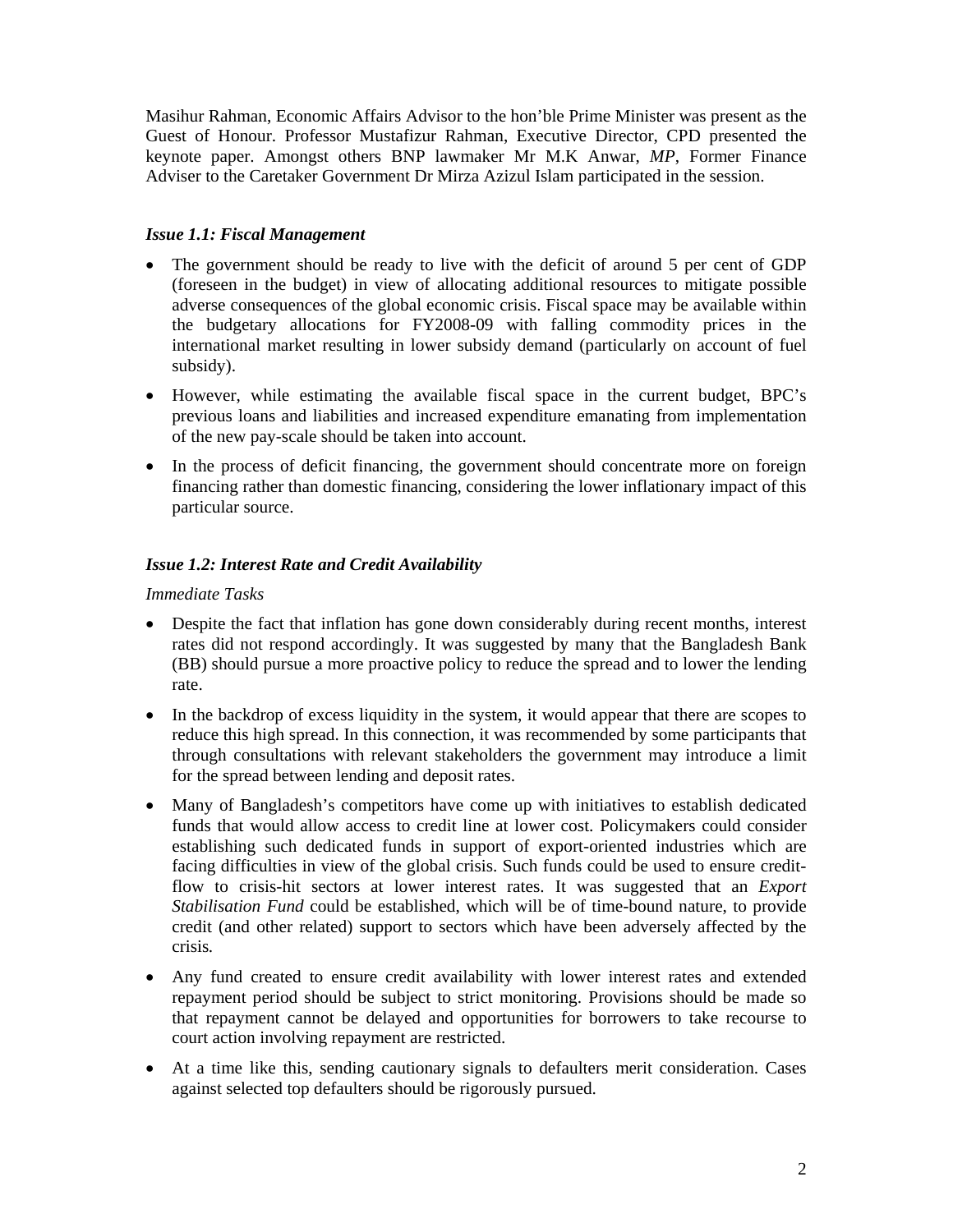Masihur Rahman, Economic Affairs Advisor to the hon'ble Prime Minister was present as the Guest of Honour. Professor Mustafizur Rahman, Executive Director, CPD presented the keynote paper. Amongst others BNP lawmaker Mr M.K Anwar, *MP*, Former Finance Adviser to the Caretaker Government Dr Mirza Azizul Islam participated in the session.

### *Issue 1.1: Fiscal Management*

- The government should be ready to live with the deficit of around 5 per cent of GDP (foreseen in the budget) in view of allocating additional resources to mitigate possible adverse consequences of the global economic crisis. Fiscal space may be available within the budgetary allocations for FY2008-09 with falling commodity prices in the international market resulting in lower subsidy demand (particularly on account of fuel subsidy).
- However, while estimating the available fiscal space in the current budget, BPC's previous loans and liabilities and increased expenditure emanating from implementation of the new pay-scale should be taken into account.
- In the process of deficit financing, the government should concentrate more on foreign financing rather than domestic financing, considering the lower inflationary impact of this particular source.

### *Issue 1.2: Interest Rate and Credit Availability*

*Immediate Tasks*

- Despite the fact that inflation has gone down considerably during recent months, interest rates did not respond accordingly. It was suggested by many that the Bangladesh Bank (BB) should pursue a more proactive policy to reduce the spread and to lower the lending rate.
- In the backdrop of excess liquidity in the system, it would appear that there are scopes to reduce this high spread. In this connection, it was recommended by some participants that through consultations with relevant stakeholders the government may introduce a limit for the spread between lending and deposit rates.
- Many of Bangladesh's competitors have come up with initiatives to establish dedicated funds that would allow access to credit line at lower cost. Policymakers could consider establishing such dedicated funds in support of export-oriented industries which are facing difficulties in view of the global crisis. Such funds could be used to ensure credit-flow to crisis-hit sectors at lower interest rates. It was suggested that an *Export Stabilisation Fund* could be established, which will be of time-bound nature, to provide credit (and other related) support to sectors which have been adversely affected by the crisis*.*
- Any fund created to ensure credit availability with lower interest rates and extended repayment period should be subject to strict monitoring. Provisions should be made so that repayment cannot be delayed and opportunities for borrowers to take recourse to court action involving repayment are restricted.
- At a time like this, sending cautionary signals to defaulters merit consideration. Cases against selected top defaulters should be rigorously pursued.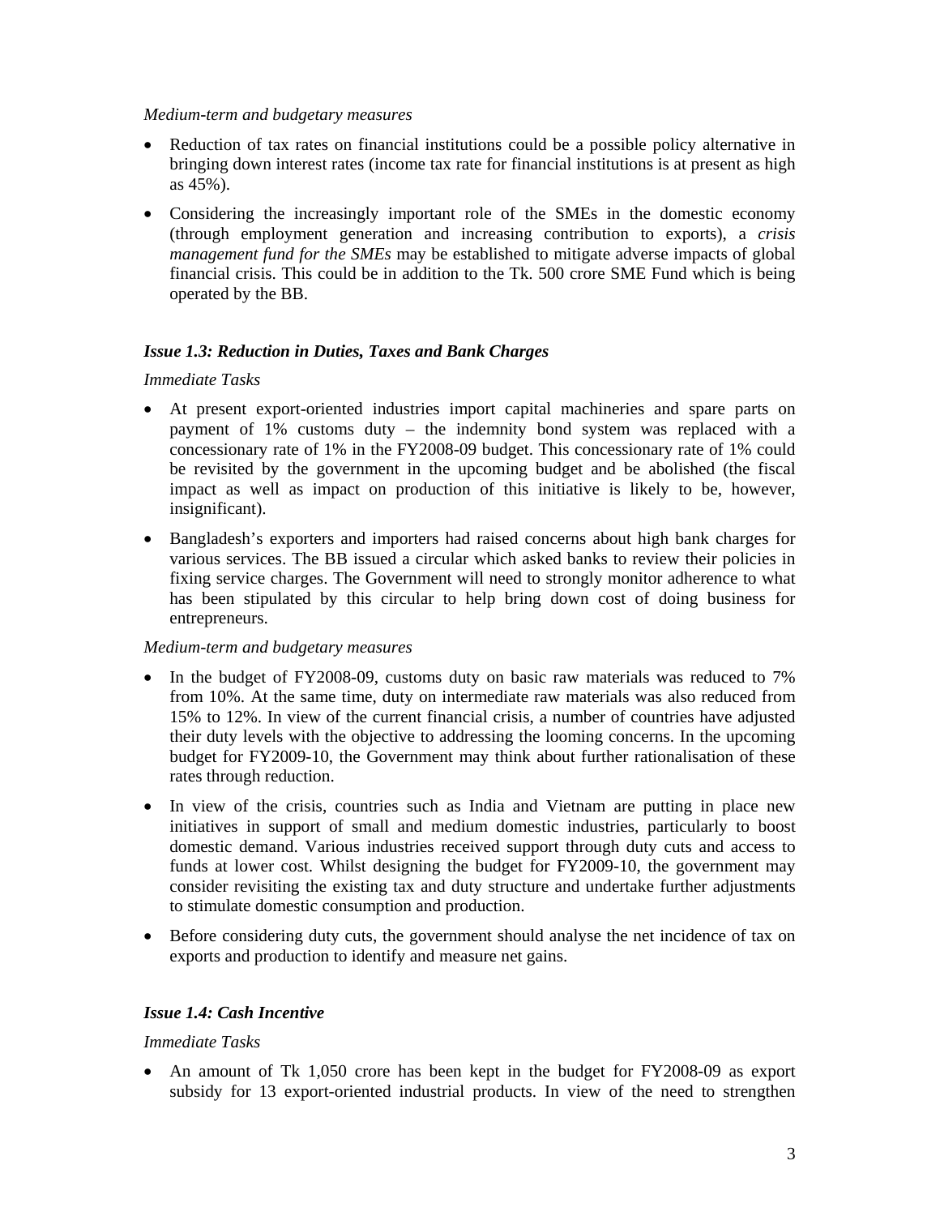*Medium-term and budgetary measures*

- Reduction of tax rates on financial institutions could be a possible policy alternative in bringing down interest rates (income tax rate for financial institutions is at present as high as 45%).
- Considering the increasingly important role of the SMEs in the domestic economy (through employment generation and increasing contribution to exports), a *crisis management fund for the SMEs* may be established to mitigate adverse impacts of global financial crisis. This could be in addition to the Tk. 500 crore SME Fund which is being operated by the BB.

### *Issue 1.3: Reduction in Duties, Taxes and Bank Charges*

*Immediate Tasks*

- At present export-oriented industries import capital machineries and spare parts on payment of 1% customs duty – the indemnity bond system was replaced with a concessionary rate of 1% in the FY2008-09 budget. This concessionary rate of 1% could be revisited by the government in the upcoming budget and be abolished (the fiscal impact as well as impact on production of this initiative is likely to be, however, insignificant).
- Bangladesh's exporters and importers had raised concerns about high bank charges for various services. The BB issued a circular which asked banks to review their policies in fixing service charges. The Government will need to strongly monitor adherence to what has been stipulated by this circular to help bring down cost of doing business for entrepreneurs.

*Medium-term and budgetary measures*

- In the budget of FY2008-09, customs duty on basic raw materials was reduced to 7% from 10%. At the same time, duty on intermediate raw materials was also reduced from 15% to 12%. In view of the current financial crisis, a number of countries have adjusted their duty levels with the objective to addressing the looming concerns. In the upcoming budget for FY2009-10, the Government may think about further rationalisation of these rates through reduction.
- In view of the crisis, countries such as India and Vietnam are putting in place new initiatives in support of small and medium domestic industries, particularly to boost domestic demand. Various industries received support through duty cuts and access to funds at lower cost. Whilst designing the budget for FY2009-10, the government may consider revisiting the existing tax and duty structure and undertake further adjustments to stimulate domestic consumption and production.
- Before considering duty cuts, the government should analyse the net incidence of tax on exports and production to identify and measure net gains.

### *Issue 1.4: Cash Incentive*

*Immediate Tasks*

- An amount of Tk 1,050 crore has been kept in the budget for FY2008-09 as export subsidy for 13 export-oriented industrial products. In view of the need to strengthen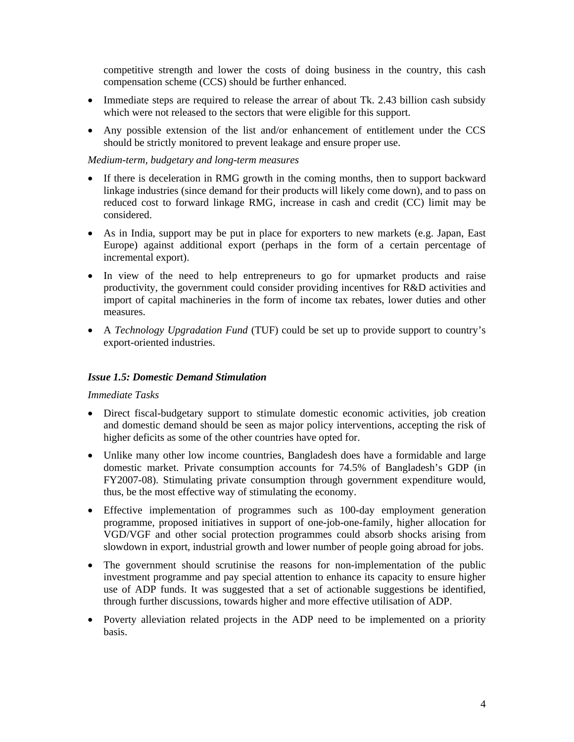competitive strength and lower the costs of doing business in the country, this cash compensation scheme (CCS) should be further enhanced.

- Immediate steps are required to release the arrear of about Tk. 2.43 billion cash subsidy which were not released to the sectors that were eligible for this support.
- Any possible extension of the list and/or enhancement of entitlement under the CCS should be strictly monitored to prevent leakage and ensure proper use.

*Medium-term, budgetary and long-term measures*

- If there is deceleration in RMG growth in the coming months, then to support backward linkage industries (since demand for their products will likely come down), and to pass on reduced cost to forward linkage RMG, increase in cash and credit (CC) limit may be considered.
- As in India, support may be put in place for exporters to new markets (e.g. Japan, East Europe) against additional export (perhaps in the form of a certain percentage of incremental export).
- In view of the need to help entrepreneurs to go for upmarket products and raise productivity, the government could consider providing incentives for R&D activities and import of capital machineries in the form of income tax rebates, lower duties and other measures.
- A *Technology Upgradation Fund* (TUF) could be set up to provide support to country's export-oriented industries.

***Issue 1.5: Domestic Demand Stimulation***

*Immediate Tasks*

- Direct fiscal-budgetary support to stimulate domestic economic activities, job creation and domestic demand should be seen as major policy interventions, accepting the risk of higher deficits as some of the other countries have opted for.
- Unlike many other low income countries, Bangladesh does have a formidable and large domestic market. Private consumption accounts for 74.5% of Bangladesh's GDP (in FY2007-08). Stimulating private consumption through government expenditure would, thus, be the most effective way of stimulating the economy.
- Effective implementation of programmes such as 100-day employment generation programme, proposed initiatives in support of one-job-one-family, higher allocation for VGD/VGF and other social protection programmes could absorb shocks arising from slowdown in export, industrial growth and lower number of people going abroad for jobs.
- The government should scrutinise the reasons for non-implementation of the public investment programme and pay special attention to enhance its capacity to ensure higher use of ADP funds. It was suggested that a set of actionable suggestions be identified, through further discussions, towards higher and more effective utilisation of ADP.
- Poverty alleviation related projects in the ADP need to be implemented on a priority basis.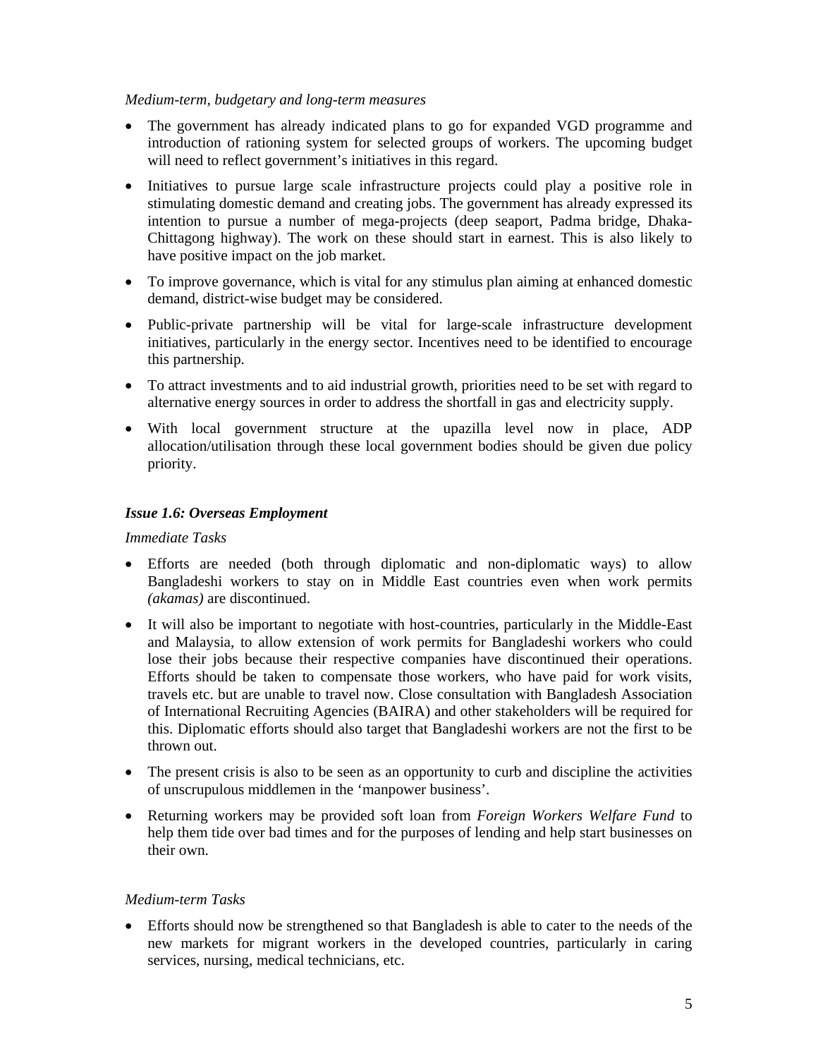*Medium-term, budgetary and long-term measures*

- The government has already indicated plans to go for expanded VGD programme and introduction of rationing system for selected groups of workers. The upcoming budget will need to reflect government's initiatives in this regard.
- Initiatives to pursue large scale infrastructure projects could play a positive role in stimulating domestic demand and creating jobs. The government has already expressed its intention to pursue a number of mega-projects (deep seaport, Padma bridge, Dhaka-Chittagong highway). The work on these should start in earnest. This is also likely to have positive impact on the job market.
- To improve governance, which is vital for any stimulus plan aiming at enhanced domestic demand, district-wise budget may be considered.
- Public-private partnership will be vital for large-scale infrastructure development initiatives, particularly in the energy sector. Incentives need to be identified to encourage this partnership.
- To attract investments and to aid industrial growth, priorities need to be set with regard to alternative energy sources in order to address the shortfall in gas and electricity supply.
- With local government structure at the upazilla level now in place, ADP allocation/utilisation through these local government bodies should be given due policy priority.

### *Issue 1.6: Overseas Employment*

*Immediate Tasks*

- Efforts are needed (both through diplomatic and non-diplomatic ways) to allow Bangladeshi workers to stay on in Middle East countries even when work permits *(akamas)* are discontinued.
- It will also be important to negotiate with host-countries, particularly in the Middle-East and Malaysia, to allow extension of work permits for Bangladeshi workers who could lose their jobs because their respective companies have discontinued their operations. Efforts should be taken to compensate those workers, who have paid for work visits, travels etc. but are unable to travel now. Close consultation with Bangladesh Association of International Recruiting Agencies (BAIRA) and other stakeholders will be required for this. Diplomatic efforts should also target that Bangladeshi workers are not the first to be thrown out.
- The present crisis is also to be seen as an opportunity to curb and discipline the activities of unscrupulous middlemen in the 'manpower business'.
- Returning workers may be provided soft loan from *Foreign Workers Welfare Fund* to help them tide over bad times and for the purposes of lending and help start businesses on their own.

*Medium-term Tasks*

- Efforts should now be strengthened so that Bangladesh is able to cater to the needs of the new markets for migrant workers in the developed countries, particularly in caring services, nursing, medical technicians, etc.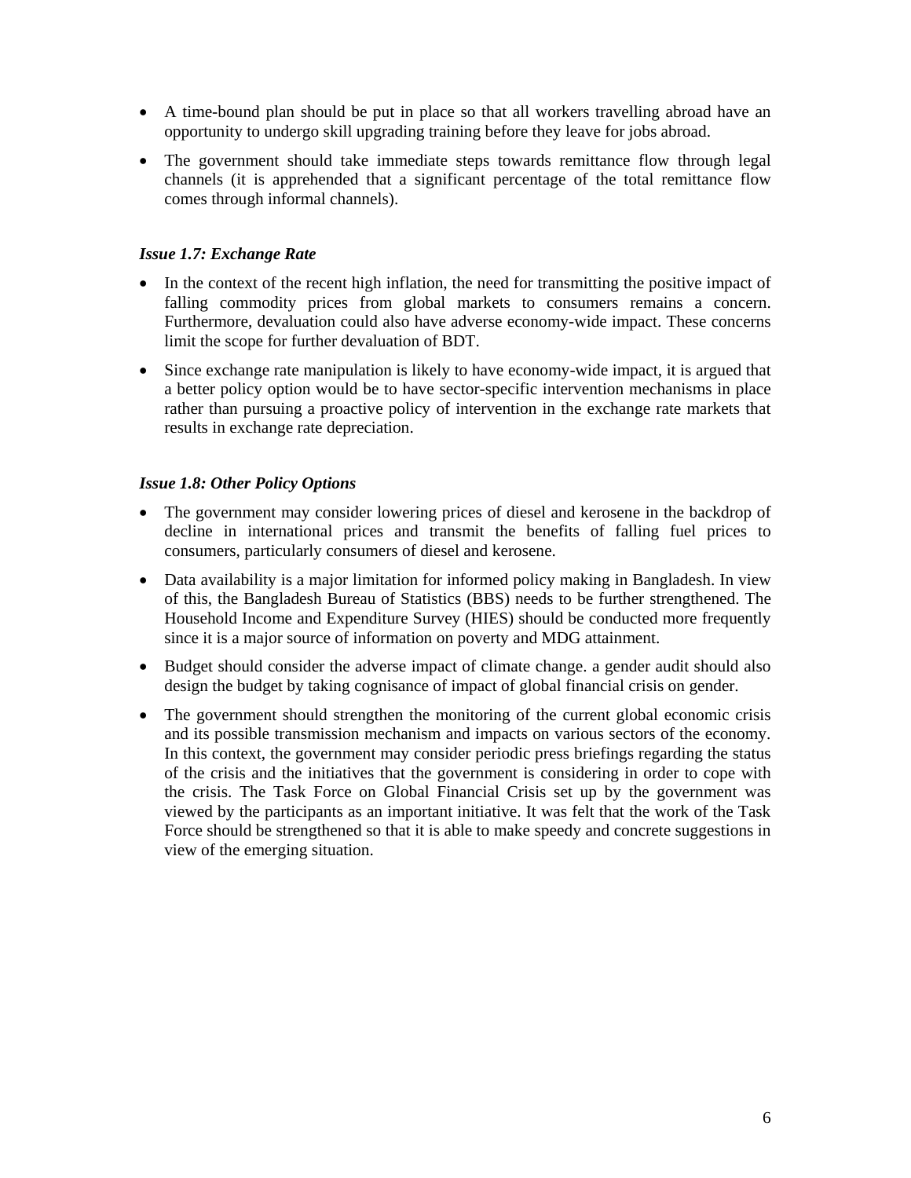- A time-bound plan should be put in place so that all workers travelling abroad have an opportunity to undergo skill upgrading training before they leave for jobs abroad.
- The government should take immediate steps towards remittance flow through legal channels (it is apprehended that a significant percentage of the total remittance flow comes through informal channels).

### *Issue 1.7: Exchange Rate*

- In the context of the recent high inflation, the need for transmitting the positive impact of falling commodity prices from global markets to consumers remains a concern. Furthermore, devaluation could also have adverse economy-wide impact. These concerns limit the scope for further devaluation of BDT.
- Since exchange rate manipulation is likely to have economy-wide impact, it is argued that a better policy option would be to have sector-specific intervention mechanisms in place rather than pursuing a proactive policy of intervention in the exchange rate markets that results in exchange rate depreciation.

### *Issue 1.8: Other Policy Options*

- The government may consider lowering prices of diesel and kerosene in the backdrop of decline in international prices and transmit the benefits of falling fuel prices to consumers, particularly consumers of diesel and kerosene.
- Data availability is a major limitation for informed policy making in Bangladesh. In view of this, the Bangladesh Bureau of Statistics (BBS) needs to be further strengthened. The Household Income and Expenditure Survey (HIES) should be conducted more frequently since it is a major source of information on poverty and MDG attainment.
- Budget should consider the adverse impact of climate change. a gender audit should also design the budget by taking cognisance of impact of global financial crisis on gender.
- The government should strengthen the monitoring of the current global economic crisis and its possible transmission mechanism and impacts on various sectors of the economy. In this context, the government may consider periodic press briefings regarding the status of the crisis and the initiatives that the government is considering in order to cope with the crisis. The Task Force on Global Financial Crisis set up by the government was viewed by the participants as an important initiative. It was felt that the work of the Task Force should be strengthened so that it is able to make speedy and concrete suggestions in view of the emerging situation.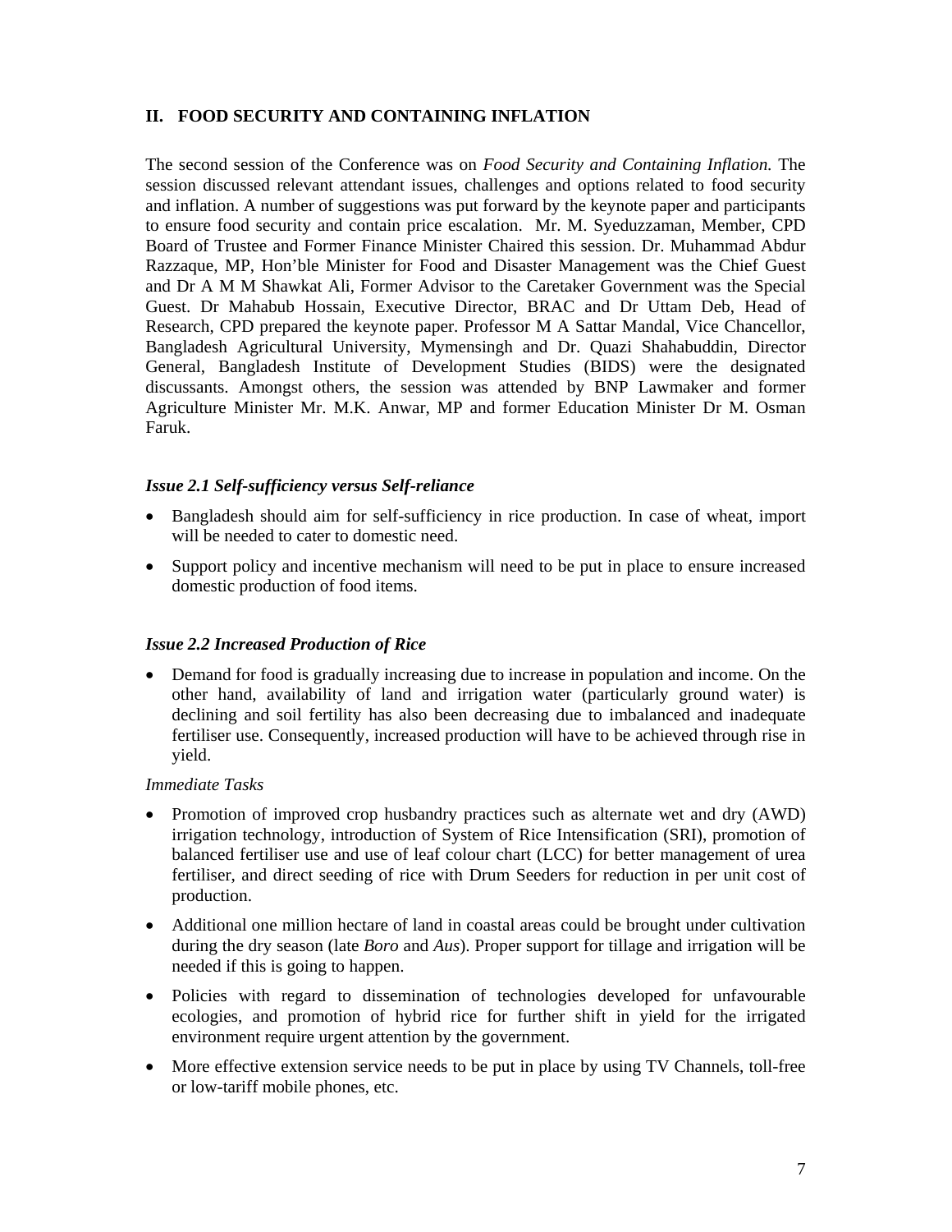## II. FOOD SECURITY AND CONTAINING INFLATION

The second session of the Conference was on *Food Security and Containing Inflation.* The session discussed relevant attendant issues, challenges and options related to food security and inflation. A number of suggestions was put forward by the keynote paper and participants to ensure food security and contain price escalation. Mr. M. Syeduzzaman, Member, CPD Board of Trustee and Former Finance Minister Chaired this session. Dr. Muhammad Abdur Razzaque, MP, Hon'ble Minister for Food and Disaster Management was the Chief Guest and Dr A M M Shawkat Ali, Former Advisor to the Caretaker Government was the Special Guest. Dr Mahabub Hossain, Executive Director, BRAC and Dr Uttam Deb, Head of Research, CPD prepared the keynote paper. Professor M A Sattar Mandal, Vice Chancellor, Bangladesh Agricultural University, Mymensingh and Dr. Quazi Shahabuddin, Director General, Bangladesh Institute of Development Studies (BIDS) were the designated discussants. Amongst others, the session was attended by BNP Lawmaker and former Agriculture Minister Mr. M.K. Anwar, MP and former Education Minister Dr M. Osman Faruk.

### *Issue 2.1 Self-sufficiency versus Self-reliance*

- Bangladesh should aim for self-sufficiency in rice production. In case of wheat, import will be needed to cater to domestic need.
- Support policy and incentive mechanism will need to be put in place to ensure increased domestic production of food items.

### *Issue 2.2 Increased Production of Rice*

- Demand for food is gradually increasing due to increase in population and income. On the other hand, availability of land and irrigation water (particularly ground water) is declining and soil fertility has also been decreasing due to imbalanced and inadequate fertiliser use. Consequently, increased production will have to be achieved through rise in yield.

*Immediate Tasks*

- Promotion of improved crop husbandry practices such as alternate wet and dry (AWD) irrigation technology, introduction of System of Rice Intensification (SRI), promotion of balanced fertiliser use and use of leaf colour chart (LCC) for better management of urea fertiliser, and direct seeding of rice with Drum Seeders for reduction in per unit cost of production.
- Additional one million hectare of land in coastal areas could be brought under cultivation during the dry season (late *Boro* and *Aus*). Proper support for tillage and irrigation will be needed if this is going to happen.
- Policies with regard to dissemination of technologies developed for unfavourable ecologies, and promotion of hybrid rice for further shift in yield for the irrigated environment require urgent attention by the government.
- More effective extension service needs to be put in place by using TV Channels, toll-free or low-tariff mobile phones, etc.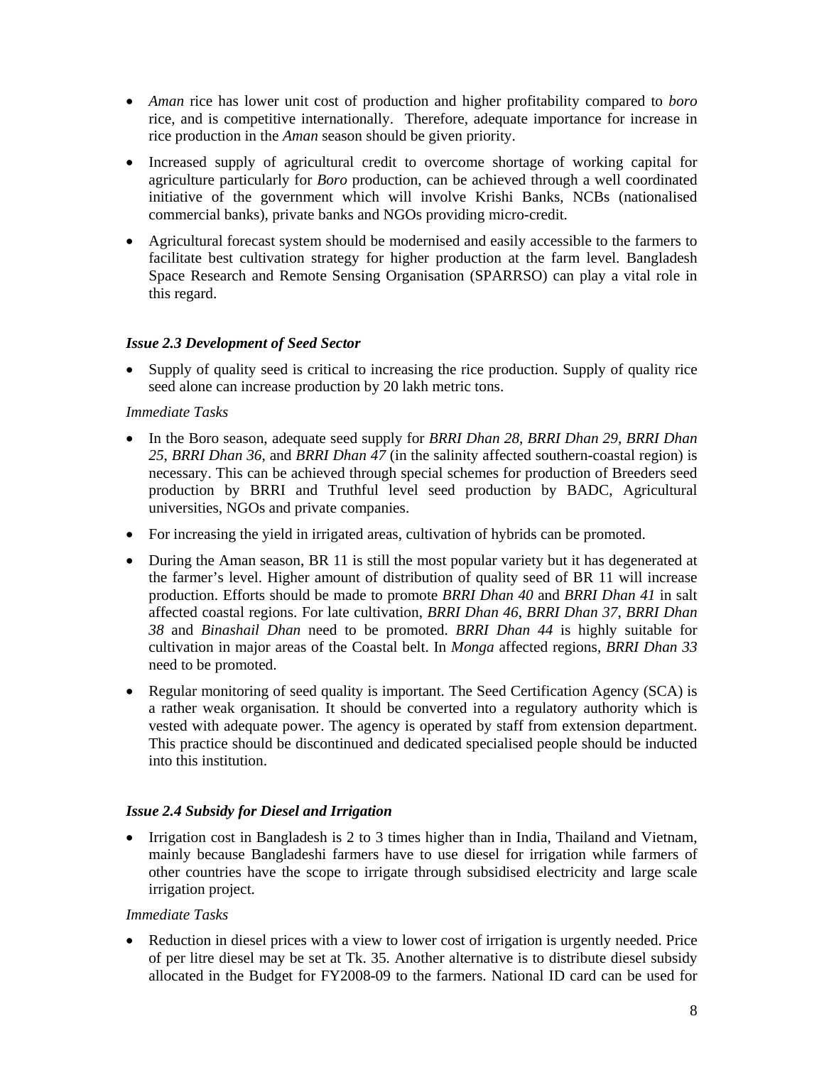- *Aman* rice has lower unit cost of production and higher profitability compared to *boro* rice, and is competitive internationally. Therefore, adequate importance for increase in rice production in the *Aman* season should be given priority.
- Increased supply of agricultural credit to overcome shortage of working capital for agriculture particularly for *Boro* production, can be achieved through a well coordinated initiative of the government which will involve Krishi Banks, NCBs (nationalised commercial banks), private banks and NGOs providing micro-credit.
- Agricultural forecast system should be modernised and easily accessible to the farmers to facilitate best cultivation strategy for higher production at the farm level. Bangladesh Space Research and Remote Sensing Organisation (SPARRSO) can play a vital role in this regard.

### *Issue 2.3 Development of Seed Sector*

- Supply of quality seed is critical to increasing the rice production. Supply of quality rice seed alone can increase production by 20 lakh metric tons.

*Immediate Tasks*

- In the Boro season, adequate seed supply for *BRRI Dhan 28*, *BRRI Dhan 29*, *BRRI Dhan 25*, *BRRI Dhan 36*, and *BRRI Dhan 47* (in the salinity affected southern-coastal region) is necessary. This can be achieved through special schemes for production of Breeders seed production by BRRI and Truthful level seed production by BADC, Agricultural universities, NGOs and private companies.
- For increasing the yield in irrigated areas, cultivation of hybrids can be promoted.
- During the Aman season, BR 11 is still the most popular variety but it has degenerated at the farmer's level. Higher amount of distribution of quality seed of BR 11 will increase production. Efforts should be made to promote *BRRI Dhan 40* and *BRRI Dhan 41* in salt affected coastal regions. For late cultivation, *BRRI Dhan 46*, *BRRI Dhan 37*, *BRRI Dhan 38* and *Binashail Dhan* need to be promoted. *BRRI Dhan 44* is highly suitable for cultivation in major areas of the Coastal belt. In *Monga* affected regions, *BRRI Dhan 33* need to be promoted.
- Regular monitoring of seed quality is important. The Seed Certification Agency (SCA) is a rather weak organisation. It should be converted into a regulatory authority which is vested with adequate power. The agency is operated by staff from extension department. This practice should be discontinued and dedicated specialised people should be inducted into this institution.

### *Issue 2.4 Subsidy for Diesel and Irrigation*

- Irrigation cost in Bangladesh is 2 to 3 times higher than in India, Thailand and Vietnam, mainly because Bangladeshi farmers have to use diesel for irrigation while farmers of other countries have the scope to irrigate through subsidised electricity and large scale irrigation project.

*Immediate Tasks*

- Reduction in diesel prices with a view to lower cost of irrigation is urgently needed. Price of per litre diesel may be set at Tk. 35. Another alternative is to distribute diesel subsidy allocated in the Budget for FY2008-09 to the farmers. National ID card can be used for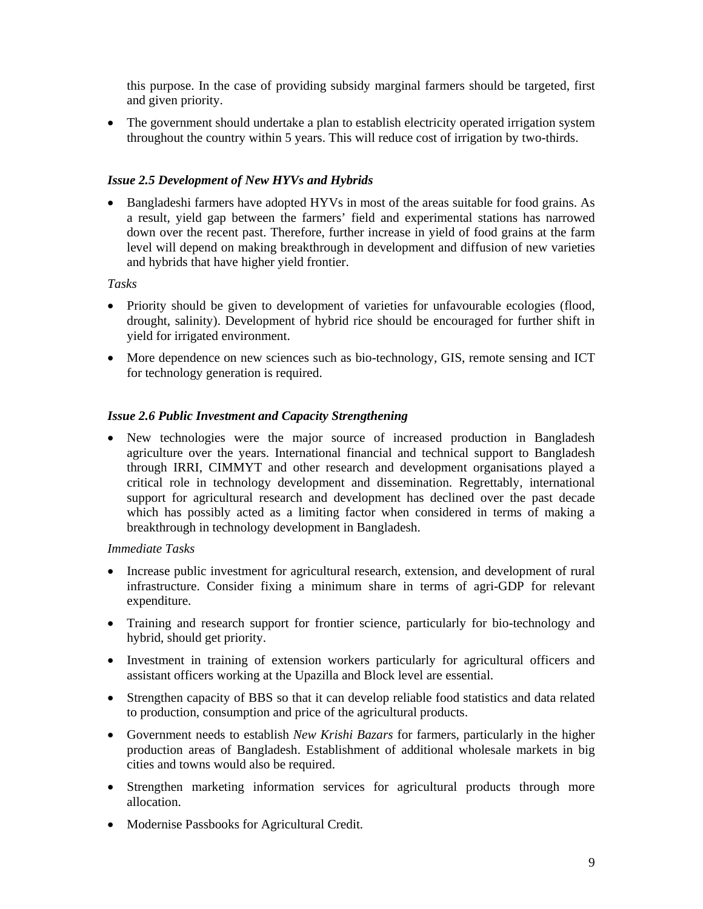this purpose. In the case of providing subsidy marginal farmers should be targeted, first and given priority.

- The government should undertake a plan to establish electricity operated irrigation system throughout the country within 5 years. This will reduce cost of irrigation by two-thirds.

***Issue 2.5 Development of New HYVs and Hybrids***

- Bangladeshi farmers have adopted HYVs in most of the areas suitable for food grains. As a result, yield gap between the farmers' field and experimental stations has narrowed down over the recent past. Therefore, further increase in yield of food grains at the farm level will depend on making breakthrough in development and diffusion of new varieties and hybrids that have higher yield frontier.

*Tasks*

- Priority should be given to development of varieties for unfavourable ecologies (flood, drought, salinity). Development of hybrid rice should be encouraged for further shift in yield for irrigated environment.
- More dependence on new sciences such as bio-technology, GIS, remote sensing and ICT for technology generation is required.

***Issue 2.6 Public Investment and Capacity Strengthening***

- New technologies were the major source of increased production in Bangladesh agriculture over the years. International financial and technical support to Bangladesh through IRRI, CIMMYT and other research and development organisations played a critical role in technology development and dissemination. Regrettably, international support for agricultural research and development has declined over the past decade which has possibly acted as a limiting factor when considered in terms of making a breakthrough in technology development in Bangladesh.

*Immediate Tasks*

- Increase public investment for agricultural research, extension, and development of rural infrastructure. Consider fixing a minimum share in terms of agri-GDP for relevant expenditure.
- Training and research support for frontier science, particularly for bio-technology and hybrid, should get priority.
- Investment in training of extension workers particularly for agricultural officers and assistant officers working at the Upazilla and Block level are essential.
- Strengthen capacity of BBS so that it can develop reliable food statistics and data related to production, consumption and price of the agricultural products.
- Government needs to establish *New Krishi Bazars* for farmers, particularly in the higher production areas of Bangladesh. Establishment of additional wholesale markets in big cities and towns would also be required.
- Strengthen marketing information services for agricultural products through more allocation.
- Modernise Passbooks for Agricultural Credit.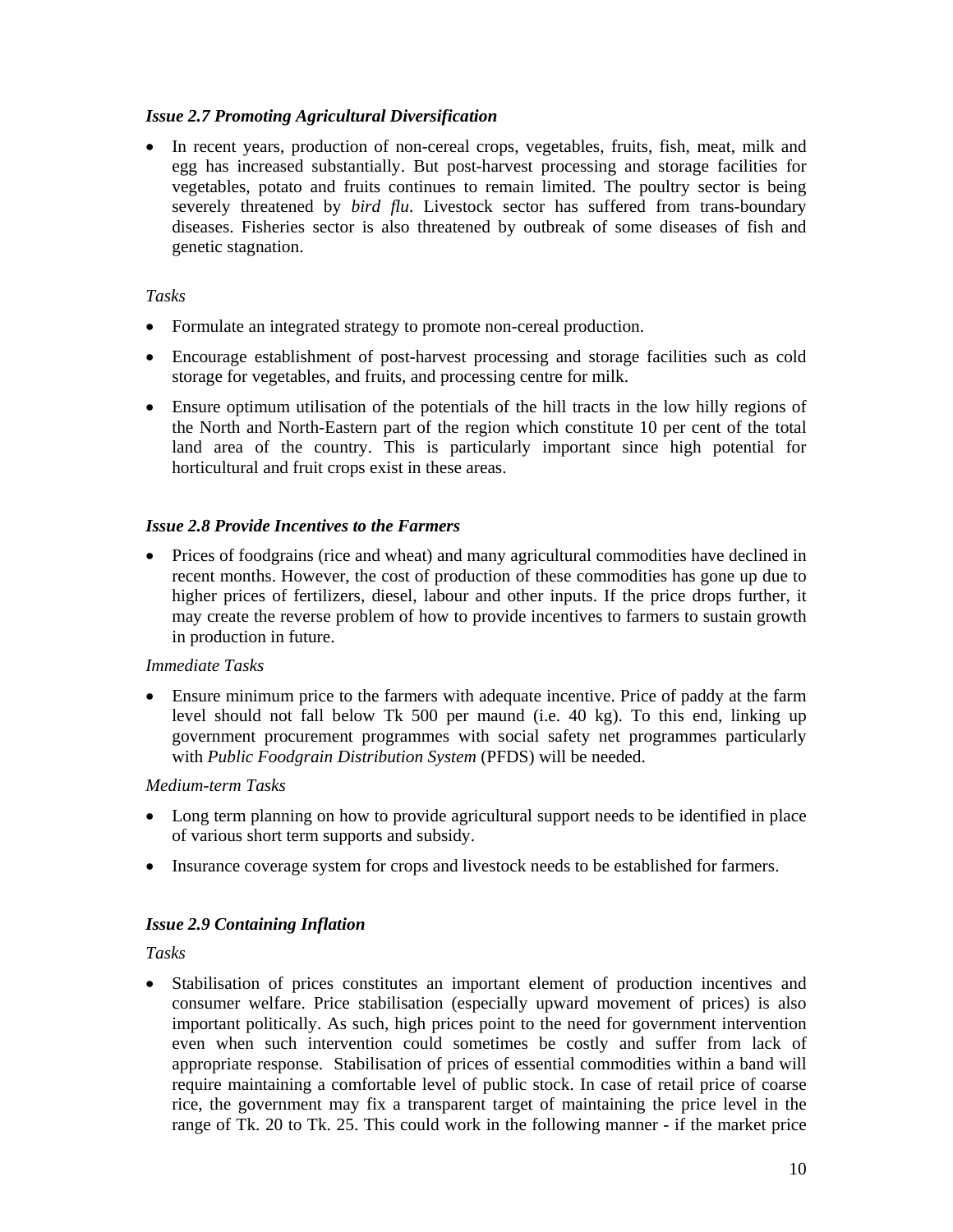***Issue 2.7 Promoting Agricultural Diversification***

- In recent years, production of non-cereal crops, vegetables, fruits, fish, meat, milk and egg has increased substantially. But post-harvest processing and storage facilities for vegetables, potato and fruits continues to remain limited. The poultry sector is being severely threatened by *bird flu*. Livestock sector has suffered from trans-boundary diseases. Fisheries sector is also threatened by outbreak of some diseases of fish and genetic stagnation.

*Tasks*

- Formulate an integrated strategy to promote non-cereal production.
- Encourage establishment of post-harvest processing and storage facilities such as cold storage for vegetables, and fruits, and processing centre for milk.
- Ensure optimum utilisation of the potentials of the hill tracts in the low hilly regions of the North and North-Eastern part of the region which constitute 10 per cent of the total land area of the country. This is particularly important since high potential for horticultural and fruit crops exist in these areas.

***Issue 2.8 Provide Incentives to the Farmers***

- Prices of foodgrains (rice and wheat) and many agricultural commodities have declined in recent months. However, the cost of production of these commodities has gone up due to higher prices of fertilizers, diesel, labour and other inputs. If the price drops further, it may create the reverse problem of how to provide incentives to farmers to sustain growth in production in future.

*Immediate Tasks*

- Ensure minimum price to the farmers with adequate incentive. Price of paddy at the farm level should not fall below Tk 500 per maund (i.e. 40 kg). To this end, linking up government procurement programmes with social safety net programmes particularly with *Public Foodgrain Distribution System* (PFDS) will be needed.

*Medium-term Tasks*

- Long term planning on how to provide agricultural support needs to be identified in place of various short term supports and subsidy.
- Insurance coverage system for crops and livestock needs to be established for farmers.

***Issue 2.9 Containing Inflation***

*Tasks*

- Stabilisation of prices constitutes an important element of production incentives and consumer welfare. Price stabilisation (especially upward movement of prices) is also important politically. As such, high prices point to the need for government intervention even when such intervention could sometimes be costly and suffer from lack of appropriate response. Stabilisation of prices of essential commodities within a band will require maintaining a comfortable level of public stock. In case of retail price of coarse rice, the government may fix a transparent target of maintaining the price level in the range of Tk. 20 to Tk. 25. This could work in the following manner - if the market price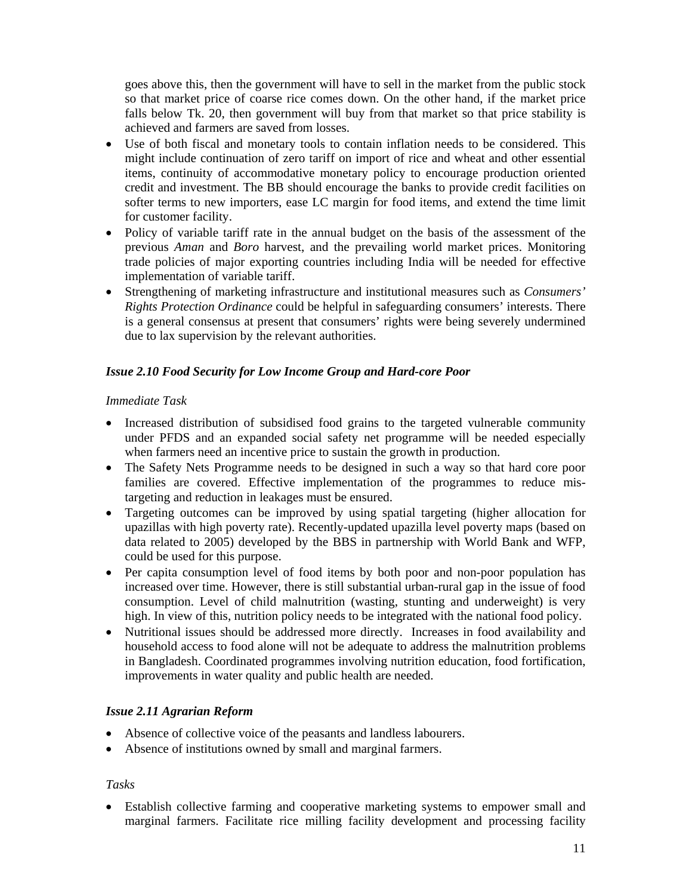goes above this, then the government will have to sell in the market from the public stock so that market price of coarse rice comes down. On the other hand, if the market price falls below Tk. 20, then government will buy from that market so that price stability is achieved and farmers are saved from losses.

- Use of both fiscal and monetary tools to contain inflation needs to be considered. This might include continuation of zero tariff on import of rice and wheat and other essential items, continuity of accommodative monetary policy to encourage production oriented credit and investment. The BB should encourage the banks to provide credit facilities on softer terms to new importers, ease LC margin for food items, and extend the time limit for customer facility.
- Policy of variable tariff rate in the annual budget on the basis of the assessment of the previous *Aman* and *Boro* harvest, and the prevailing world market prices. Monitoring trade policies of major exporting countries including India will be needed for effective implementation of variable tariff.
- Strengthening of marketing infrastructure and institutional measures such as *Consumers' Rights Protection Ordinance* could be helpful in safeguarding consumers' interests. There is a general consensus at present that consumers' rights were being severely undermined due to lax supervision by the relevant authorities.

### *Issue 2.10 Food Security for Low Income Group and Hard-core Poor*

*Immediate Task*

- Increased distribution of subsidised food grains to the targeted vulnerable community under PFDS and an expanded social safety net programme will be needed especially when farmers need an incentive price to sustain the growth in production.
- The Safety Nets Programme needs to be designed in such a way so that hard core poor families are covered. Effective implementation of the programmes to reduce mis-targeting and reduction in leakages must be ensured.
- Targeting outcomes can be improved by using spatial targeting (higher allocation for upazillas with high poverty rate). Recently-updated upazilla level poverty maps (based on data related to 2005) developed by the BBS in partnership with World Bank and WFP, could be used for this purpose.
- Per capita consumption level of food items by both poor and non-poor population has increased over time. However, there is still substantial urban-rural gap in the issue of food consumption. Level of child malnutrition (wasting, stunting and underweight) is very high. In view of this, nutrition policy needs to be integrated with the national food policy.
- Nutritional issues should be addressed more directly. Increases in food availability and household access to food alone will not be adequate to address the malnutrition problems in Bangladesh. Coordinated programmes involving nutrition education, food fortification, improvements in water quality and public health are needed.

### *Issue 2.11 Agrarian Reform*

- Absence of collective voice of the peasants and landless labourers.
- Absence of institutions owned by small and marginal farmers.

*Tasks*

- Establish collective farming and cooperative marketing systems to empower small and marginal farmers. Facilitate rice milling facility development and processing facility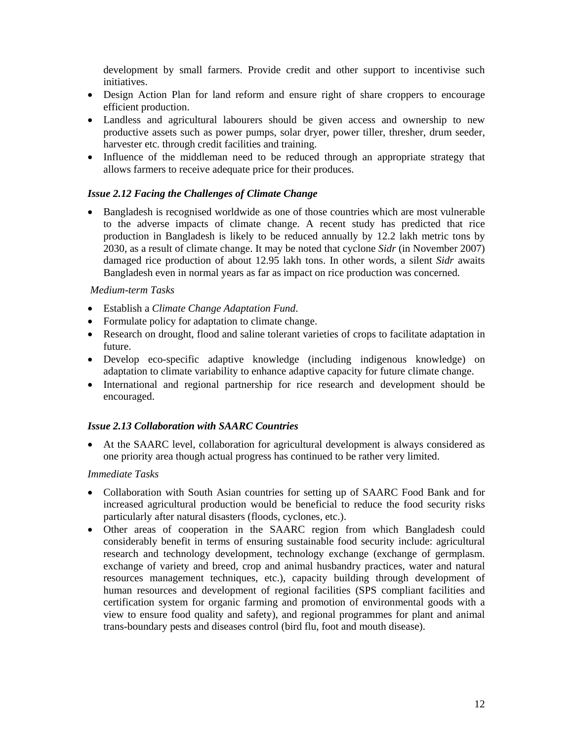development by small farmers. Provide credit and other support to incentivise such initiatives.

- Design Action Plan for land reform and ensure right of share croppers to encourage efficient production.
- Landless and agricultural labourers should be given access and ownership to new productive assets such as power pumps, solar dryer, power tiller, thresher, drum seeder, harvester etc. through credit facilities and training.
- Influence of the middleman need to be reduced through an appropriate strategy that allows farmers to receive adequate price for their produces.

### *Issue 2.12 Facing the Challenges of Climate Change*

- Bangladesh is recognised worldwide as one of those countries which are most vulnerable to the adverse impacts of climate change. A recent study has predicted that rice production in Bangladesh is likely to be reduced annually by 12.2 lakh metric tons by 2030, as a result of climate change. It may be noted that cyclone *Sidr* (in November 2007) damaged rice production of about 12.95 lakh tons. In other words, a silent *Sidr* awaits Bangladesh even in normal years as far as impact on rice production was concerned.

*Medium-term Tasks*

- Establish a *Climate Change Adaptation Fund*.
- Formulate policy for adaptation to climate change.
- Research on drought, flood and saline tolerant varieties of crops to facilitate adaptation in future.
- Develop eco-specific adaptive knowledge (including indigenous knowledge) on adaptation to climate variability to enhance adaptive capacity for future climate change.
- International and regional partnership for rice research and development should be encouraged.

### *Issue 2.13 Collaboration with SAARC Countries*

- At the SAARC level, collaboration for agricultural development is always considered as one priority area though actual progress has continued to be rather very limited.

*Immediate Tasks*

- Collaboration with South Asian countries for setting up of SAARC Food Bank and for increased agricultural production would be beneficial to reduce the food security risks particularly after natural disasters (floods, cyclones, etc.).
- Other areas of cooperation in the SAARC region from which Bangladesh could considerably benefit in terms of ensuring sustainable food security include: agricultural research and technology development, technology exchange (exchange of germplasm. exchange of variety and breed, crop and animal husbandry practices, water and natural resources management techniques, etc.), capacity building through development of human resources and development of regional facilities (SPS compliant facilities and certification system for organic farming and promotion of environmental goods with a view to ensure food quality and safety), and regional programmes for plant and animal trans-boundary pests and diseases control (bird flu, foot and mouth disease).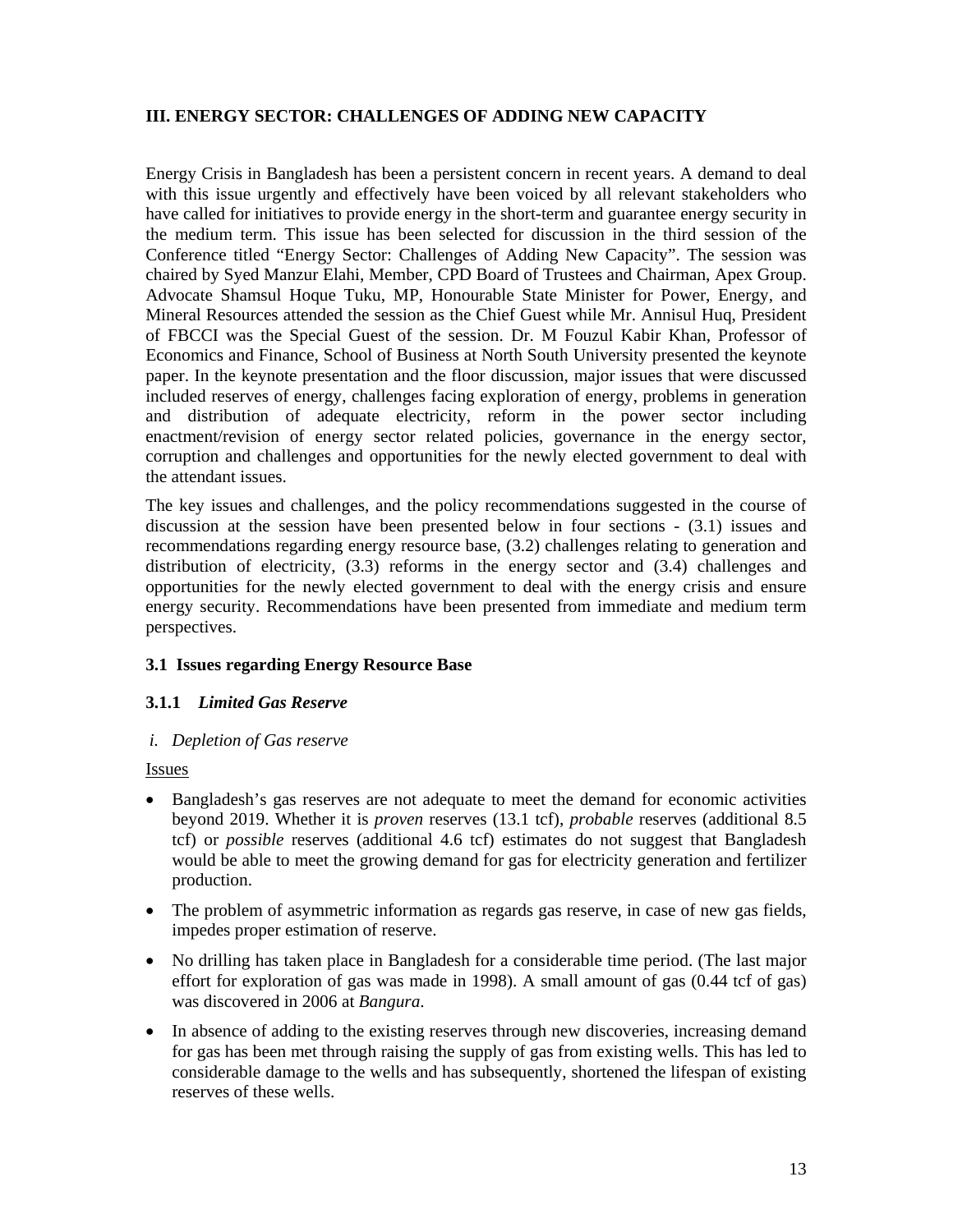## III. ENERGY SECTOR: CHALLENGES OF ADDING NEW CAPACITY

Energy Crisis in Bangladesh has been a persistent concern in recent years. A demand to deal with this issue urgently and effectively have been voiced by all relevant stakeholders who have called for initiatives to provide energy in the short-term and guarantee energy security in the medium term. This issue has been selected for discussion in the third session of the Conference titled "Energy Sector: Challenges of Adding New Capacity". The session was chaired by Syed Manzur Elahi, Member, CPD Board of Trustees and Chairman, Apex Group. Advocate Shamsul Hoque Tuku, MP, Honourable State Minister for Power, Energy, and Mineral Resources attended the session as the Chief Guest while Mr. Annisul Huq, President of FBCCI was the Special Guest of the session. Dr. M Fouzul Kabir Khan, Professor of Economics and Finance, School of Business at North South University presented the keynote paper. In the keynote presentation and the floor discussion, major issues that were discussed included reserves of energy, challenges facing exploration of energy, problems in generation and distribution of adequate electricity, reform in the power sector including enactment/revision of energy sector related policies, governance in the energy sector, corruption and challenges and opportunities for the newly elected government to deal with the attendant issues.

The key issues and challenges, and the policy recommendations suggested in the course of discussion at the session have been presented below in four sections - (3.1) issues and recommendations regarding energy resource base, (3.2) challenges relating to generation and distribution of electricity, (3.3) reforms in the energy sector and (3.4) challenges and opportunities for the newly elected government to deal with the energy crisis and ensure energy security. Recommendations have been presented from immediate and medium term perspectives.

### 3.1 Issues regarding Energy Resource Base

#### 3.1.1 *Limited Gas Reserve*

*i. Depletion of Gas reserve*

Issues

- Bangladesh's gas reserves are not adequate to meet the demand for economic activities beyond 2019. Whether it is *proven* reserves (13.1 tcf), *probable* reserves (additional 8.5 tcf) or *possible* reserves (additional 4.6 tcf) estimates do not suggest that Bangladesh would be able to meet the growing demand for gas for electricity generation and fertilizer production.
- The problem of asymmetric information as regards gas reserve, in case of new gas fields, impedes proper estimation of reserve.
- No drilling has taken place in Bangladesh for a considerable time period. (The last major effort for exploration of gas was made in 1998). A small amount of gas (0.44 tcf of gas) was discovered in 2006 at *Bangura*.
- In absence of adding to the existing reserves through new discoveries, increasing demand for gas has been met through raising the supply of gas from existing wells. This has led to considerable damage to the wells and has subsequently, shortened the lifespan of existing reserves of these wells.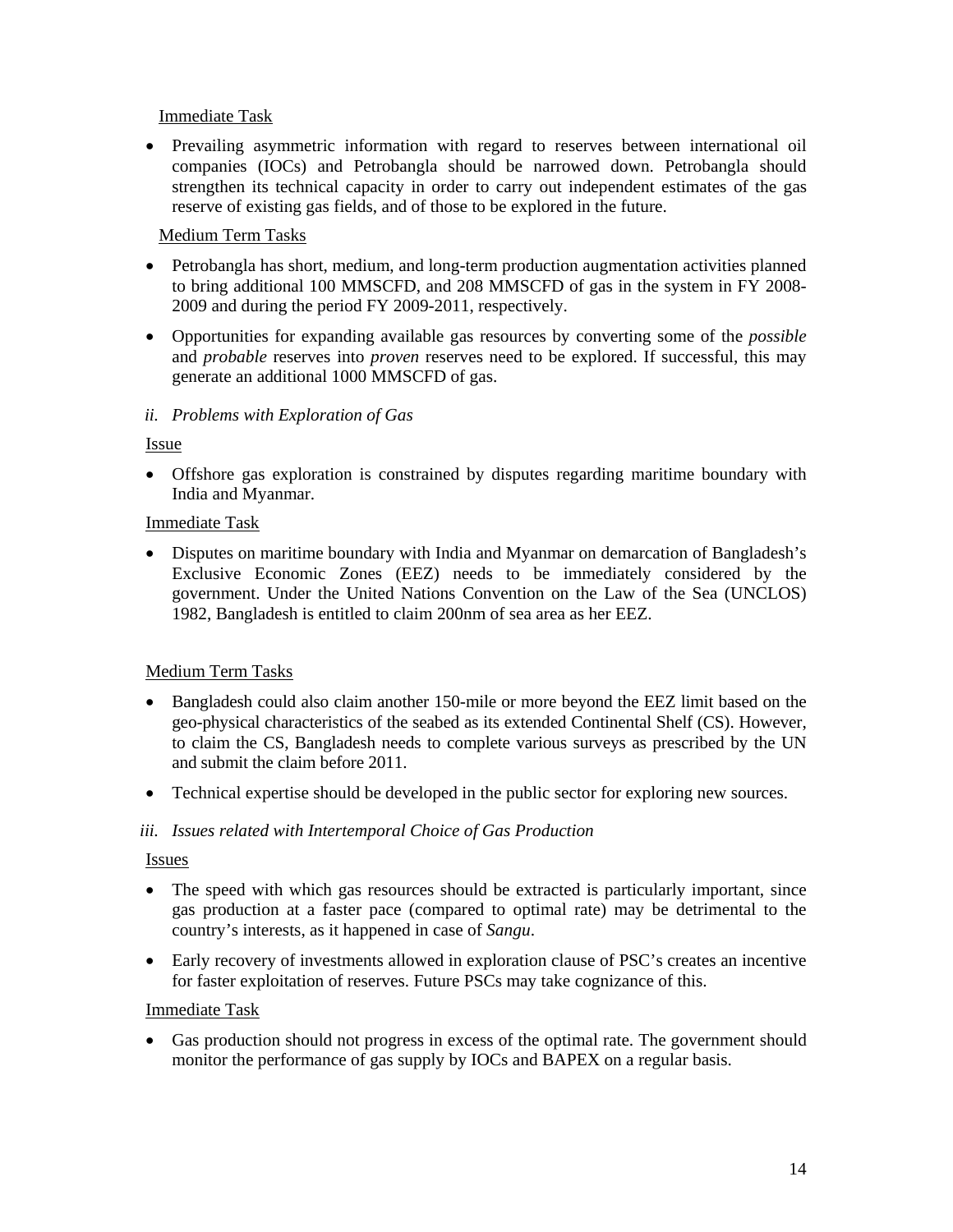Immediate Task

- Prevailing asymmetric information with regard to reserves between international oil companies (IOCs) and Petrobangla should be narrowed down. Petrobangla should strengthen its technical capacity in order to carry out independent estimates of the gas reserve of existing gas fields, and of those to be explored in the future.

Medium Term Tasks

- Petrobangla has short, medium, and long-term production augmentation activities planned to bring additional 100 MMSCFD, and 208 MMSCFD of gas in the system in FY 2008-2009 and during the period FY 2009-2011, respectively.
- Opportunities for expanding available gas resources by converting some of the *possible* and *probable* reserves into *proven* reserves need to be explored. If successful, this may generate an additional 1000 MMSCFD of gas.

*ii. Problems with Exploration of Gas*

Issue

- Offshore gas exploration is constrained by disputes regarding maritime boundary with India and Myanmar.

Immediate Task

- Disputes on maritime boundary with India and Myanmar on demarcation of Bangladesh's Exclusive Economic Zones (EEZ) needs to be immediately considered by the government. Under the United Nations Convention on the Law of the Sea (UNCLOS) 1982, Bangladesh is entitled to claim 200nm of sea area as her EEZ.

Medium Term Tasks

- Bangladesh could also claim another 150-mile or more beyond the EEZ limit based on the geo-physical characteristics of the seabed as its extended Continental Shelf (CS). However, to claim the CS, Bangladesh needs to complete various surveys as prescribed by the UN and submit the claim before 2011.
- Technical expertise should be developed in the public sector for exploring new sources.

*iii. Issues related with Intertemporal Choice of Gas Production*

Issues

- The speed with which gas resources should be extracted is particularly important, since gas production at a faster pace (compared to optimal rate) may be detrimental to the country's interests, as it happened in case of *Sangu*.
- Early recovery of investments allowed in exploration clause of PSC's creates an incentive for faster exploitation of reserves. Future PSCs may take cognizance of this.

Immediate Task

- Gas production should not progress in excess of the optimal rate. The government should monitor the performance of gas supply by IOCs and BAPEX on a regular basis.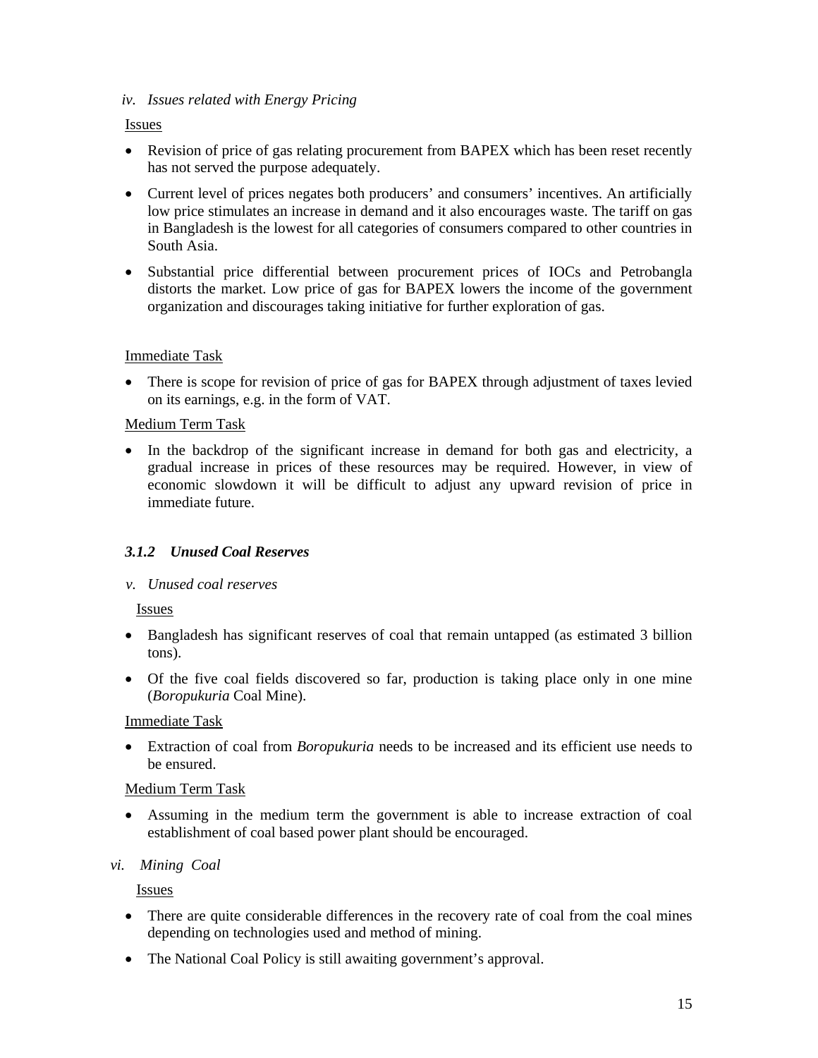*iv. Issues related with Energy Pricing*

Issues

- Revision of price of gas relating procurement from BAPEX which has been reset recently has not served the purpose adequately.
- Current level of prices negates both producers' and consumers' incentives. An artificially low price stimulates an increase in demand and it also encourages waste. The tariff on gas in Bangladesh is the lowest for all categories of consumers compared to other countries in South Asia.
- Substantial price differential between procurement prices of IOCs and Petrobangla distorts the market. Low price of gas for BAPEX lowers the income of the government organization and discourages taking initiative for further exploration of gas.

Immediate Task

- There is scope for revision of price of gas for BAPEX through adjustment of taxes levied on its earnings, e.g. in the form of VAT.

Medium Term Task

- In the backdrop of the significant increase in demand for both gas and electricity, a gradual increase in prices of these resources may be required. However, in view of economic slowdown it will be difficult to adjust any upward revision of price in immediate future.

### *3.1.2 Unused Coal Reserves*

*v. Unused coal reserves*

Issues

- Bangladesh has significant reserves of coal that remain untapped (as estimated 3 billion tons).
- Of the five coal fields discovered so far, production is taking place only in one mine (*Boropukuria* Coal Mine).

Immediate Task

- Extraction of coal from *Boropukuria* needs to be increased and its efficient use needs to be ensured.

Medium Term Task

- Assuming in the medium term the government is able to increase extraction of coal establishment of coal based power plant should be encouraged.

*vi. Mining Coal*

Issues

- There are quite considerable differences in the recovery rate of coal from the coal mines depending on technologies used and method of mining.
- The National Coal Policy is still awaiting government's approval.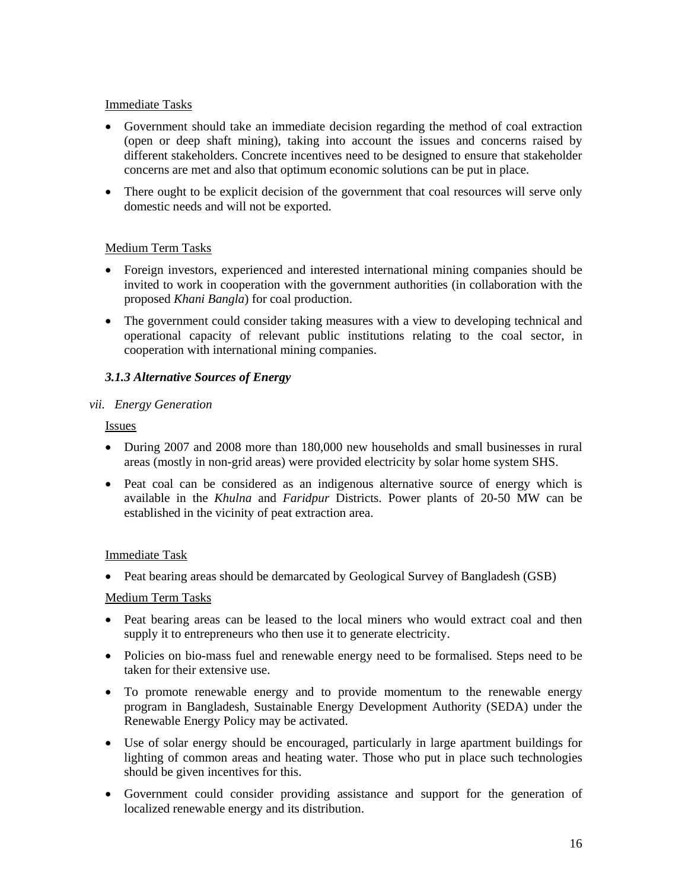Immediate Tasks

- Government should take an immediate decision regarding the method of coal extraction (open or deep shaft mining), taking into account the issues and concerns raised by different stakeholders. Concrete incentives need to be designed to ensure that stakeholder concerns are met and also that optimum economic solutions can be put in place.
- There ought to be explicit decision of the government that coal resources will serve only domestic needs and will not be exported.

Medium Term Tasks

- Foreign investors, experienced and interested international mining companies should be invited to work in cooperation with the government authorities (in collaboration with the proposed *Khani Bangla*) for coal production.
- The government could consider taking measures with a view to developing technical and operational capacity of relevant public institutions relating to the coal sector, in cooperation with international mining companies.

### *3.1.3 Alternative Sources of Energy*

*vii. Energy Generation*

Issues

- During 2007 and 2008 more than 180,000 new households and small businesses in rural areas (mostly in non-grid areas) were provided electricity by solar home system SHS.
- Peat coal can be considered as an indigenous alternative source of energy which is available in the *Khulna* and *Faridpur* Districts. Power plants of 20-50 MW can be established in the vicinity of peat extraction area.

Immediate Task

- Peat bearing areas should be demarcated by Geological Survey of Bangladesh (GSB)

Medium Term Tasks

- Peat bearing areas can be leased to the local miners who would extract coal and then supply it to entrepreneurs who then use it to generate electricity.
- Policies on bio-mass fuel and renewable energy need to be formalised. Steps need to be taken for their extensive use.
- To promote renewable energy and to provide momentum to the renewable energy program in Bangladesh, Sustainable Energy Development Authority (SEDA) under the Renewable Energy Policy may be activated.
- Use of solar energy should be encouraged, particularly in large apartment buildings for lighting of common areas and heating water. Those who put in place such technologies should be given incentives for this.
- Government could consider providing assistance and support for the generation of localized renewable energy and its distribution.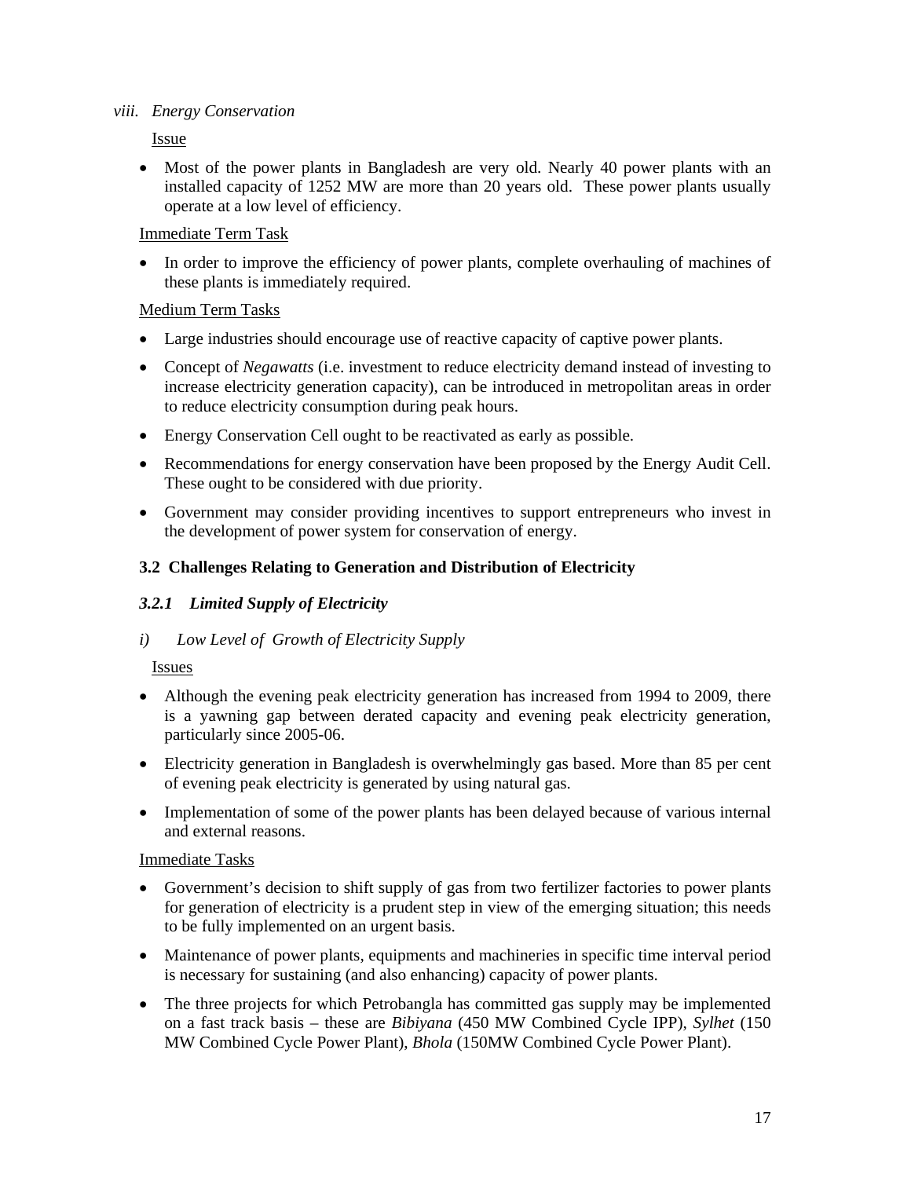*viii. Energy Conservation*

Issue

- Most of the power plants in Bangladesh are very old. Nearly 40 power plants with an installed capacity of 1252 MW are more than 20 years old. These power plants usually operate at a low level of efficiency.

Immediate Term Task

- In order to improve the efficiency of power plants, complete overhauling of machines of these plants is immediately required.

Medium Term Tasks

- Large industries should encourage use of reactive capacity of captive power plants.
- Concept of *Negawatts* (i.e. investment to reduce electricity demand instead of investing to increase electricity generation capacity), can be introduced in metropolitan areas in order to reduce electricity consumption during peak hours.
- Energy Conservation Cell ought to be reactivated as early as possible.
- Recommendations for energy conservation have been proposed by the Energy Audit Cell. These ought to be considered with due priority.
- Government may consider providing incentives to support entrepreneurs who invest in the development of power system for conservation of energy.

### 3.2 Challenges Relating to Generation and Distribution of Electricity

#### *3.2.1 Limited Supply of Electricity*

*i) Low Level of Growth of Electricity Supply*

Issues

- Although the evening peak electricity generation has increased from 1994 to 2009, there is a yawning gap between derated capacity and evening peak electricity generation, particularly since 2005-06.
- Electricity generation in Bangladesh is overwhelmingly gas based. More than 85 per cent of evening peak electricity is generated by using natural gas.
- Implementation of some of the power plants has been delayed because of various internal and external reasons.

Immediate Tasks

- Government's decision to shift supply of gas from two fertilizer factories to power plants for generation of electricity is a prudent step in view of the emerging situation; this needs to be fully implemented on an urgent basis.
- Maintenance of power plants, equipments and machineries in specific time interval period is necessary for sustaining (and also enhancing) capacity of power plants.
- The three projects for which Petrobangla has committed gas supply may be implemented on a fast track basis – these are *Bibiyana* (450 MW Combined Cycle IPP), *Sylhet* (150 MW Combined Cycle Power Plant), *Bhola* (150MW Combined Cycle Power Plant).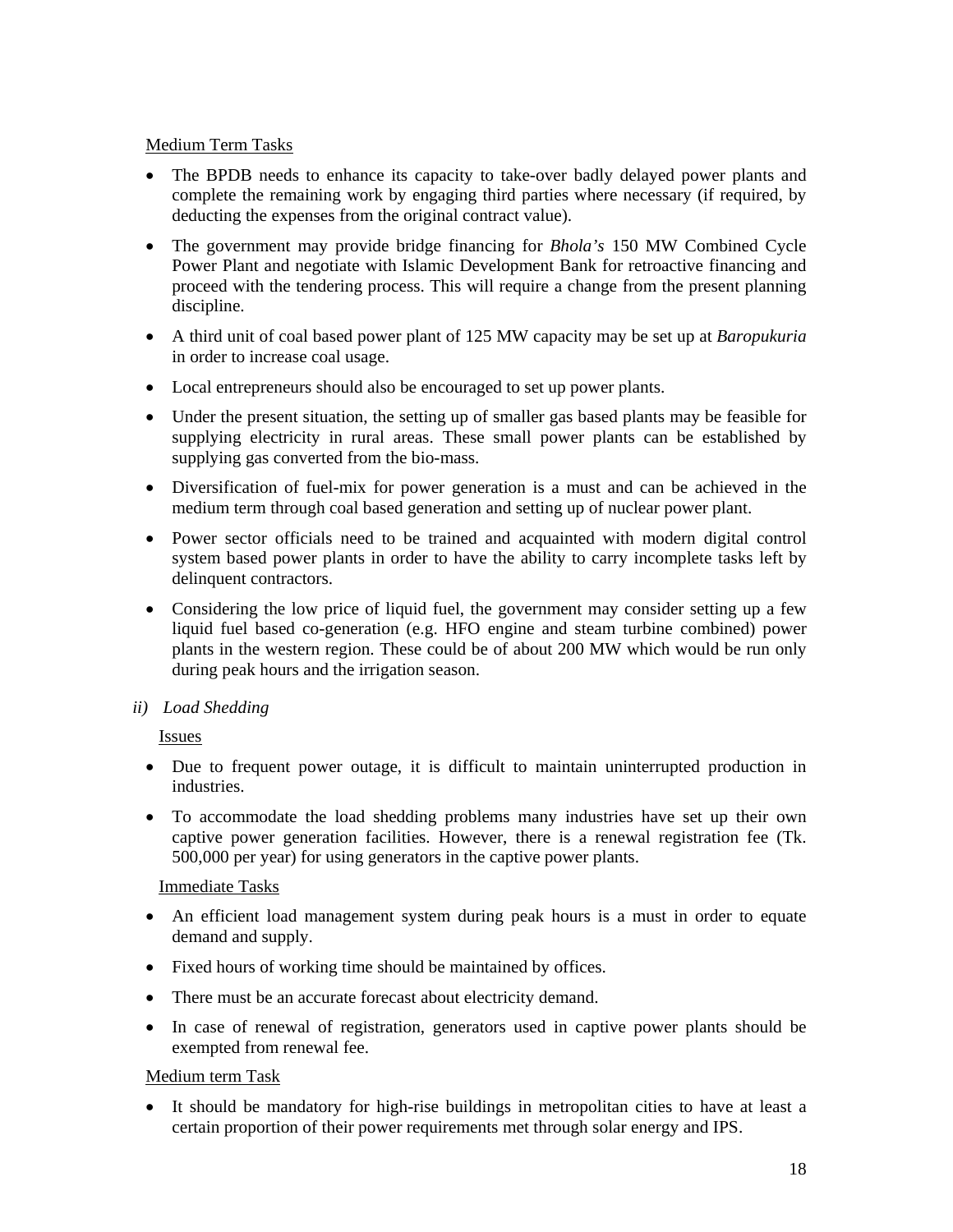<u>Medium Term Tasks</u>

- The BPDB needs to enhance its capacity to take-over badly delayed power plants and complete the remaining work by engaging third parties where necessary (if required, by deducting the expenses from the original contract value).
- The government may provide bridge financing for *Bhola's* 150 MW Combined Cycle Power Plant and negotiate with Islamic Development Bank for retroactive financing and proceed with the tendering process. This will require a change from the present planning discipline.
- A third unit of coal based power plant of 125 MW capacity may be set up at *Baropukuria* in order to increase coal usage.
- Local entrepreneurs should also be encouraged to set up power plants.
- Under the present situation, the setting up of smaller gas based plants may be feasible for supplying electricity in rural areas. These small power plants can be established by supplying gas converted from the bio-mass.
- Diversification of fuel-mix for power generation is a must and can be achieved in the medium term through coal based generation and setting up of nuclear power plant.
- Power sector officials need to be trained and acquainted with modern digital control system based power plants in order to have the ability to carry incomplete tasks left by delinquent contractors.
- Considering the low price of liquid fuel, the government may consider setting up a few liquid fuel based co-generation (e.g. HFO engine and steam turbine combined) power plants in the western region. These could be of about 200 MW which would be run only during peak hours and the irrigation season.

*ii) Load Shedding*

<u>Issues</u>

- Due to frequent power outage, it is difficult to maintain uninterrupted production in industries.
- To accommodate the load shedding problems many industries have set up their own captive power generation facilities. However, there is a renewal registration fee (Tk. 500,000 per year) for using generators in the captive power plants.

<u>Immediate Tasks</u>

- An efficient load management system during peak hours is a must in order to equate demand and supply.
- Fixed hours of working time should be maintained by offices.
- There must be an accurate forecast about electricity demand.
- In case of renewal of registration, generators used in captive power plants should be exempted from renewal fee.

<u>Medium term Task</u>

- It should be mandatory for high-rise buildings in metropolitan cities to have at least a certain proportion of their power requirements met through solar energy and IPS.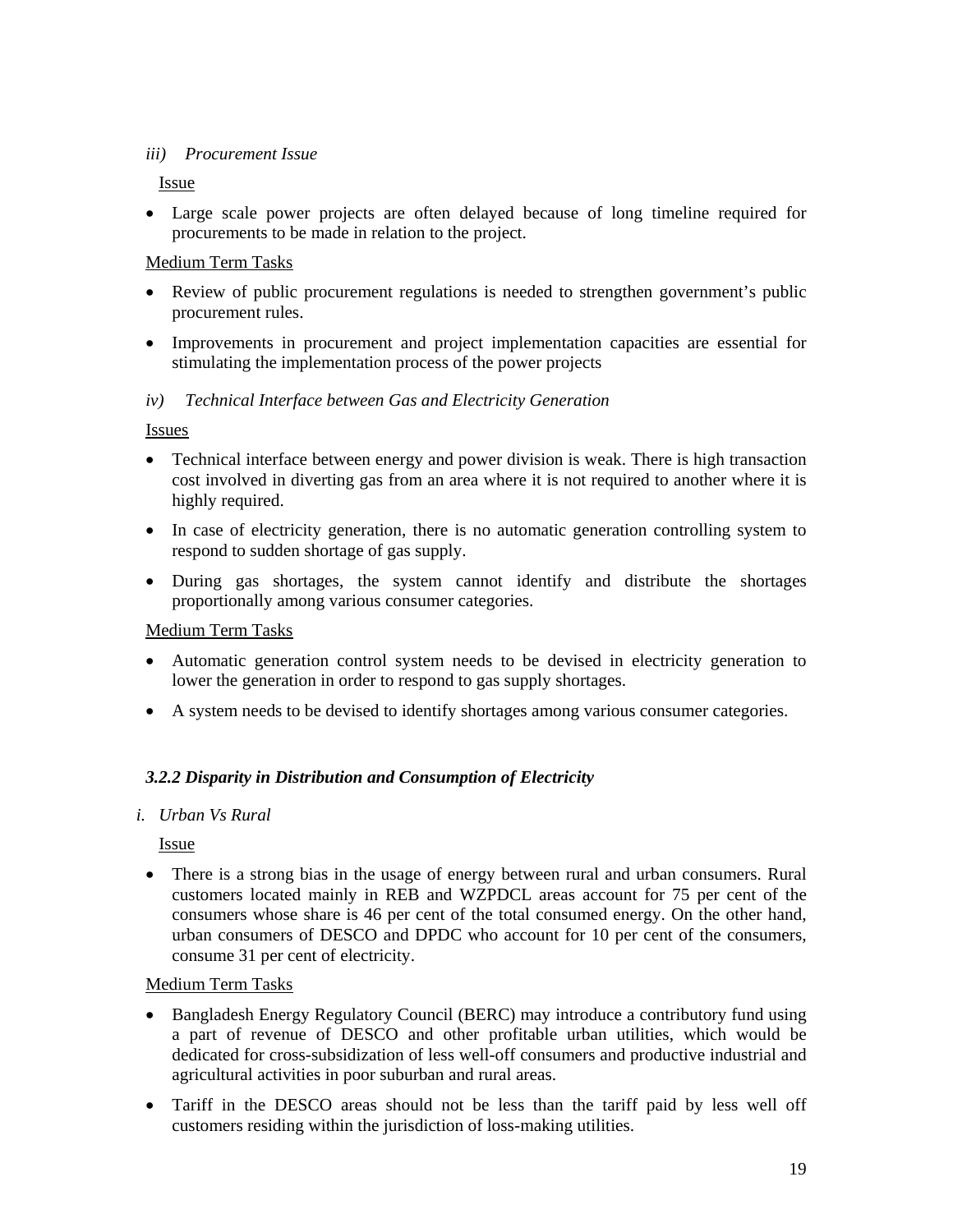*iii) Procurement Issue*

Issue

- Large scale power projects are often delayed because of long timeline required for procurements to be made in relation to the project.

Medium Term Tasks

- Review of public procurement regulations is needed to strengthen government's public procurement rules.
- Improvements in procurement and project implementation capacities are essential for stimulating the implementation process of the power projects

*iv) Technical Interface between Gas and Electricity Generation*

Issues

- Technical interface between energy and power division is weak. There is high transaction cost involved in diverting gas from an area where it is not required to another where it is highly required.
- In case of electricity generation, there is no automatic generation controlling system to respond to sudden shortage of gas supply.
- During gas shortages, the system cannot identify and distribute the shortages proportionally among various consumer categories.

Medium Term Tasks

- Automatic generation control system needs to be devised in electricity generation to lower the generation in order to respond to gas supply shortages.
- A system needs to be devised to identify shortages among various consumer categories.

### *3.2.2 Disparity in Distribution and Consumption of Electricity*

*i. Urban Vs Rural*

Issue

- There is a strong bias in the usage of energy between rural and urban consumers. Rural customers located mainly in REB and WZPDCL areas account for 75 per cent of the consumers whose share is 46 per cent of the total consumed energy. On the other hand, urban consumers of DESCO and DPDC who account for 10 per cent of the consumers, consume 31 per cent of electricity.

Medium Term Tasks

- Bangladesh Energy Regulatory Council (BERC) may introduce a contributory fund using a part of revenue of DESCO and other profitable urban utilities, which would be dedicated for cross-subsidization of less well-off consumers and productive industrial and agricultural activities in poor suburban and rural areas.
- Tariff in the DESCO areas should not be less than the tariff paid by less well off customers residing within the jurisdiction of loss-making utilities.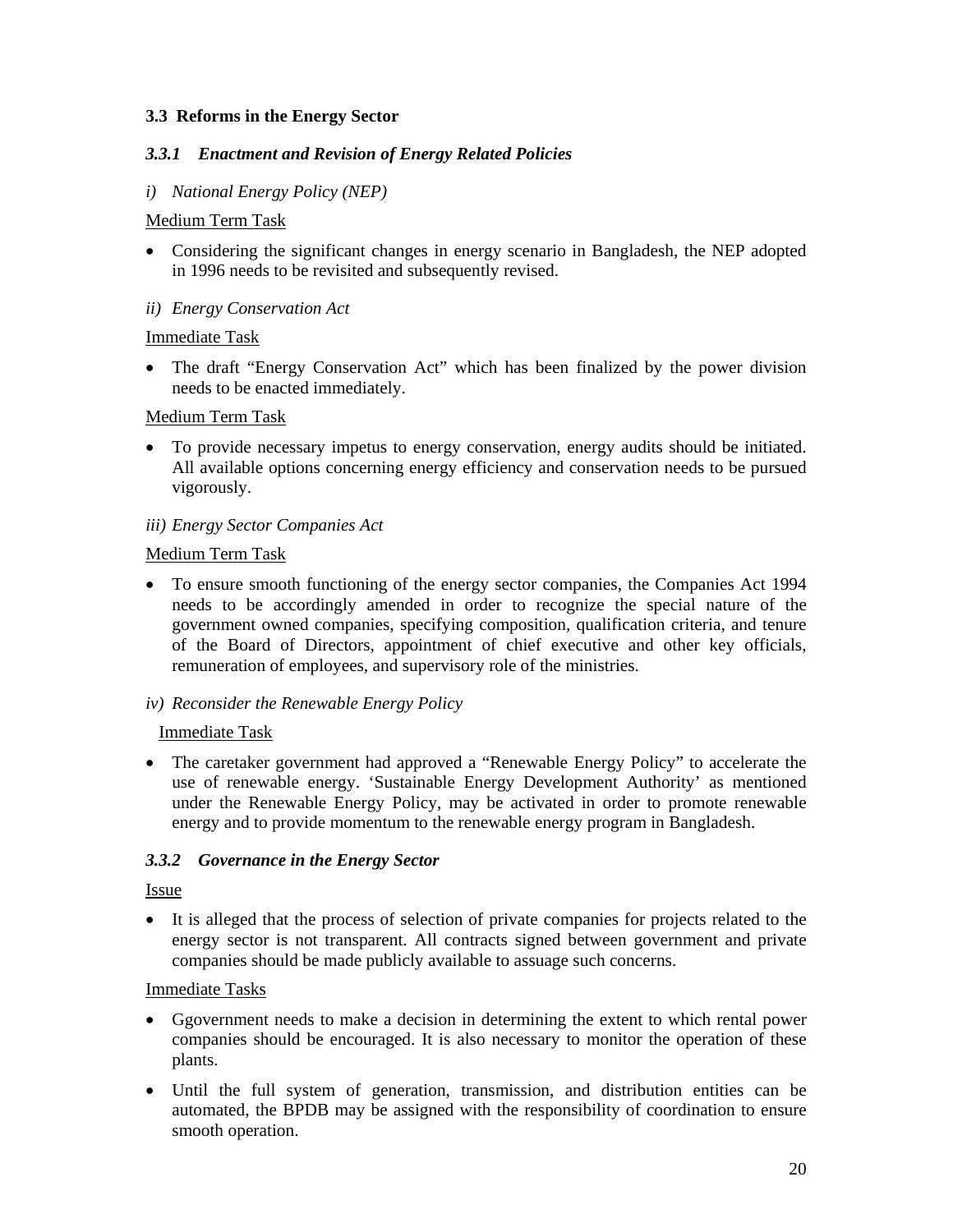### 3.3 Reforms in the Energy Sector

#### *3.3.1 Enactment and Revision of Energy Related Policies*

*i) National Energy Policy (NEP)*

Medium Term Task

- Considering the significant changes in energy scenario in Bangladesh, the NEP adopted in 1996 needs to be revisited and subsequently revised.

*ii) Energy Conservation Act*

Immediate Task

- The draft "Energy Conservation Act" which has been finalized by the power division needs to be enacted immediately.

Medium Term Task

- To provide necessary impetus to energy conservation, energy audits should be initiated. All available options concerning energy efficiency and conservation needs to be pursued vigorously.

*iii) Energy Sector Companies Act*

Medium Term Task

- To ensure smooth functioning of the energy sector companies, the Companies Act 1994 needs to be accordingly amended in order to recognize the special nature of the government owned companies, specifying composition, qualification criteria, and tenure of the Board of Directors, appointment of chief executive and other key officials, remuneration of employees, and supervisory role of the ministries.

*iv) Reconsider the Renewable Energy Policy*

Immediate Task

- The caretaker government had approved a "Renewable Energy Policy" to accelerate the use of renewable energy. 'Sustainable Energy Development Authority' as mentioned under the Renewable Energy Policy, may be activated in order to promote renewable energy and to provide momentum to the renewable energy program in Bangladesh.

#### *3.3.2 Governance in the Energy Sector*

Issue

- It is alleged that the process of selection of private companies for projects related to the energy sector is not transparent. All contracts signed between government and private companies should be made publicly available to assuage such concerns.

Immediate Tasks

- Ggovernment needs to make a decision in determining the extent to which rental power companies should be encouraged. It is also necessary to monitor the operation of these plants.
- Until the full system of generation, transmission, and distribution entities can be automated, the BPDB may be assigned with the responsibility of coordination to ensure smooth operation.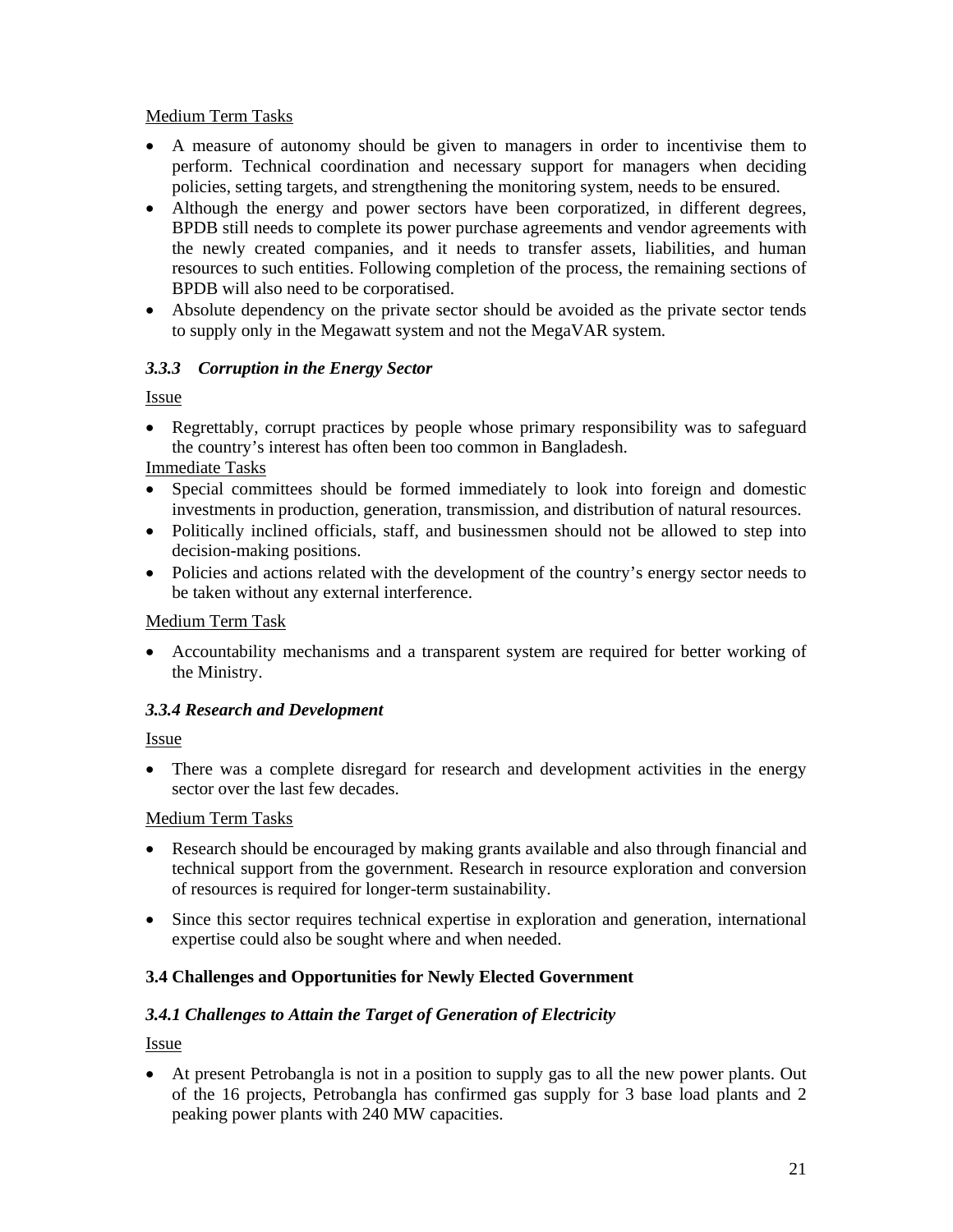Medium Term Tasks

- A measure of autonomy should be given to managers in order to incentivise them to perform. Technical coordination and necessary support for managers when deciding policies, setting targets, and strengthening the monitoring system, needs to be ensured.
- Although the energy and power sectors have been corporatized, in different degrees, BPDB still needs to complete its power purchase agreements and vendor agreements with the newly created companies, and it needs to transfer assets, liabilities, and human resources to such entities. Following completion of the process, the remaining sections of BPDB will also need to be corporatised.
- Absolute dependency on the private sector should be avoided as the private sector tends to supply only in the Megawatt system and not the MegaVAR system.

### *3.3.3 Corruption in the Energy Sector*

Issue

- Regrettably, corrupt practices by people whose primary responsibility was to safeguard the country's interest has often been too common in Bangladesh.

Immediate Tasks

- Special committees should be formed immediately to look into foreign and domestic investments in production, generation, transmission, and distribution of natural resources.
- Politically inclined officials, staff, and businessmen should not be allowed to step into decision-making positions.
- Policies and actions related with the development of the country's energy sector needs to be taken without any external interference.

Medium Term Task

- Accountability mechanisms and a transparent system are required for better working of the Ministry.

### *3.3.4 Research and Development*

Issue

- There was a complete disregard for research and development activities in the energy sector over the last few decades.

Medium Term Tasks

- Research should be encouraged by making grants available and also through financial and technical support from the government. Research in resource exploration and conversion of resources is required for longer-term sustainability.
- Since this sector requires technical expertise in exploration and generation, international expertise could also be sought where and when needed.

## 3.4 Challenges and Opportunities for Newly Elected Government

### *3.4.1 Challenges to Attain the Target of Generation of Electricity*

Issue

- At present Petrobangla is not in a position to supply gas to all the new power plants. Out of the 16 projects, Petrobangla has confirmed gas supply for 3 base load plants and 2 peaking power plants with 240 MW capacities.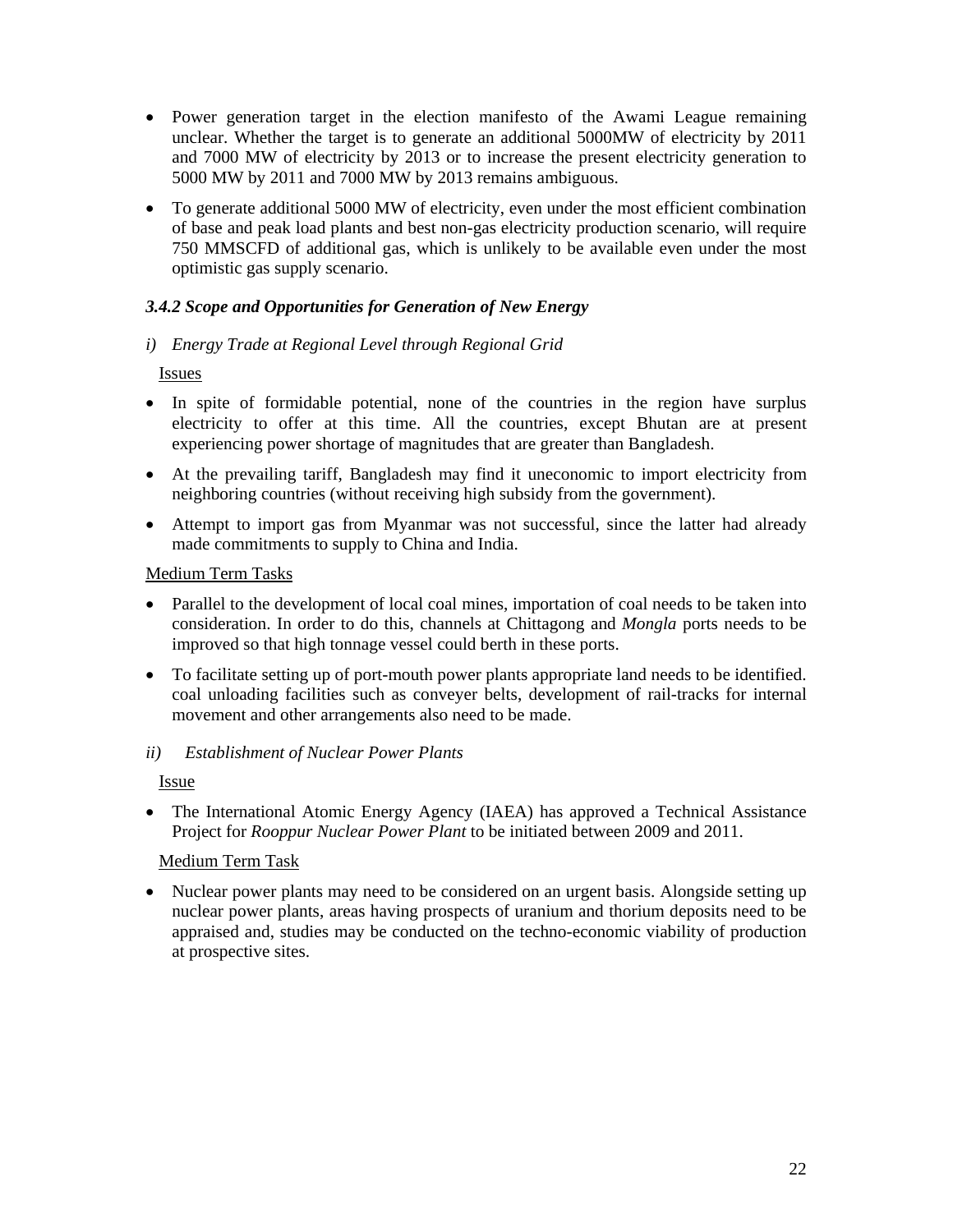- Power generation target in the election manifesto of the Awami League remaining unclear. Whether the target is to generate an additional 5000MW of electricity by 2011 and 7000 MW of electricity by 2013 or to increase the present electricity generation to 5000 MW by 2011 and 7000 MW by 2013 remains ambiguous.
- To generate additional 5000 MW of electricity, even under the most efficient combination of base and peak load plants and best non-gas electricity production scenario, will require 750 MMSCFD of additional gas, which is unlikely to be available even under the most optimistic gas supply scenario.

### *3.4.2 Scope and Opportunities for Generation of New Energy*

*i) Energy Trade at Regional Level through Regional Grid*

Issues

- In spite of formidable potential, none of the countries in the region have surplus electricity to offer at this time. All the countries, except Bhutan are at present experiencing power shortage of magnitudes that are greater than Bangladesh.
- At the prevailing tariff, Bangladesh may find it uneconomic to import electricity from neighboring countries (without receiving high subsidy from the government).
- Attempt to import gas from Myanmar was not successful, since the latter had already made commitments to supply to China and India.

Medium Term Tasks

- Parallel to the development of local coal mines, importation of coal needs to be taken into consideration. In order to do this, channels at Chittagong and *Mongla* ports needs to be improved so that high tonnage vessel could berth in these ports.
- To facilitate setting up of port-mouth power plants appropriate land needs to be identified. coal unloading facilities such as conveyer belts, development of rail-tracks for internal movement and other arrangements also need to be made.

*ii) Establishment of Nuclear Power Plants*

Issue

- The International Atomic Energy Agency (IAEA) has approved a Technical Assistance Project for *Rooppur Nuclear Power Plant* to be initiated between 2009 and 2011.

Medium Term Task

- Nuclear power plants may need to be considered on an urgent basis. Alongside setting up nuclear power plants, areas having prospects of uranium and thorium deposits need to be appraised and, studies may be conducted on the techno-economic viability of production at prospective sites.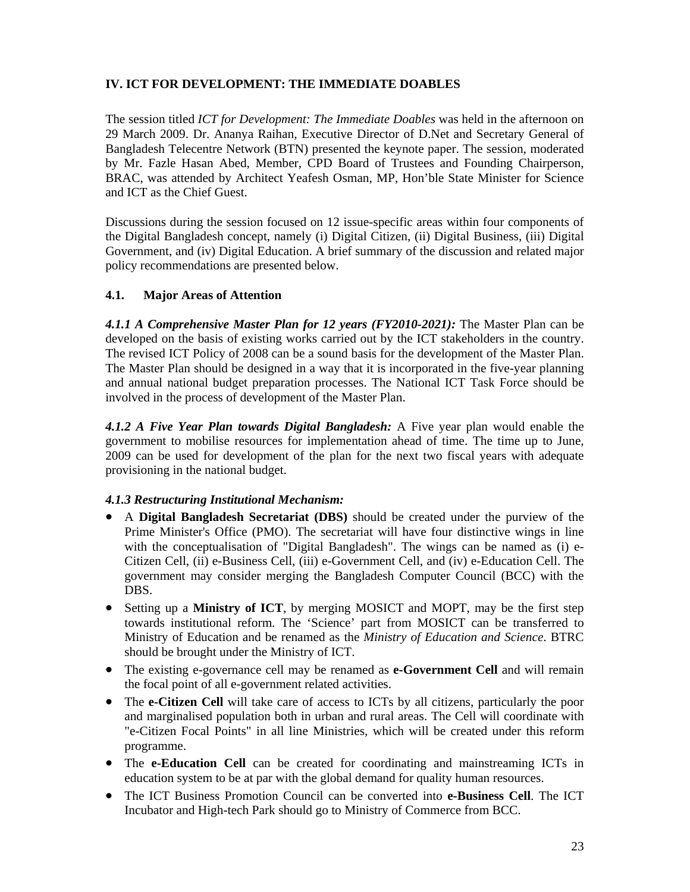## IV. ICT FOR DEVELOPMENT: THE IMMEDIATE DOABLES

The session titled *ICT for Development: The Immediate Doables* was held in the afternoon on 29 March 2009. Dr. Ananya Raihan, Executive Director of D.Net and Secretary General of Bangladesh Telecentre Network (BTN) presented the keynote paper. The session, moderated by Mr. Fazle Hasan Abed, Member, CPD Board of Trustees and Founding Chairperson, BRAC, was attended by Architect Yeafesh Osman, MP, Hon'ble State Minister for Science and ICT as the Chief Guest.

Discussions during the session focused on 12 issue-specific areas within four components of the Digital Bangladesh concept, namely (i) Digital Citizen, (ii) Digital Business, (iii) Digital Government, and (iv) Digital Education. A brief summary of the discussion and related major policy recommendations are presented below.

### 4.1. Major Areas of Attention

***4.1.1 A Comprehensive Master Plan for 12 years (FY2010-2021):*** The Master Plan can be developed on the basis of existing works carried out by the ICT stakeholders in the country. The revised ICT Policy of 2008 can be a sound basis for the development of the Master Plan. The Master Plan should be designed in a way that it is incorporated in the five-year planning and annual national budget preparation processes. The National ICT Task Force should be involved in the process of development of the Master Plan.

***4.1.2 A Five Year Plan towards Digital Bangladesh:*** A Five year plan would enable the government to mobilise resources for implementation ahead of time. The time up to June, 2009 can be used for development of the plan for the next two fiscal years with adequate provisioning in the national budget.

***4.1.3 Restructuring Institutional Mechanism:***

- A **Digital Bangladesh Secretariat (DBS)** should be created under the purview of the Prime Minister's Office (PMO). The secretariat will have four distinctive wings in line with the conceptualisation of "Digital Bangladesh". The wings can be named as (i) e-Citizen Cell, (ii) e-Business Cell, (iii) e-Government Cell, and (iv) e-Education Cell. The government may consider merging the Bangladesh Computer Council (BCC) with the DBS.
- Setting up a **Ministry of ICT**, by merging MOSICT and MOPT, may be the first step towards institutional reform. The 'Science' part from MOSICT can be transferred to Ministry of Education and be renamed as the *Ministry of Education and Science*. BTRC should be brought under the Ministry of ICT.
- The existing e-governance cell may be renamed as **e-Government Cell** and will remain the focal point of all e-government related activities.
- The **e-Citizen Cell** will take care of access to ICTs by all citizens, particularly the poor and marginalised population both in urban and rural areas. The Cell will coordinate with "e-Citizen Focal Points" in all line Ministries, which will be created under this reform programme.
- The **e-Education Cell** can be created for coordinating and mainstreaming ICTs in education system to be at par with the global demand for quality human resources.
- The ICT Business Promotion Council can be converted into **e-Business Cell**. The ICT Incubator and High-tech Park should go to Ministry of Commerce from BCC.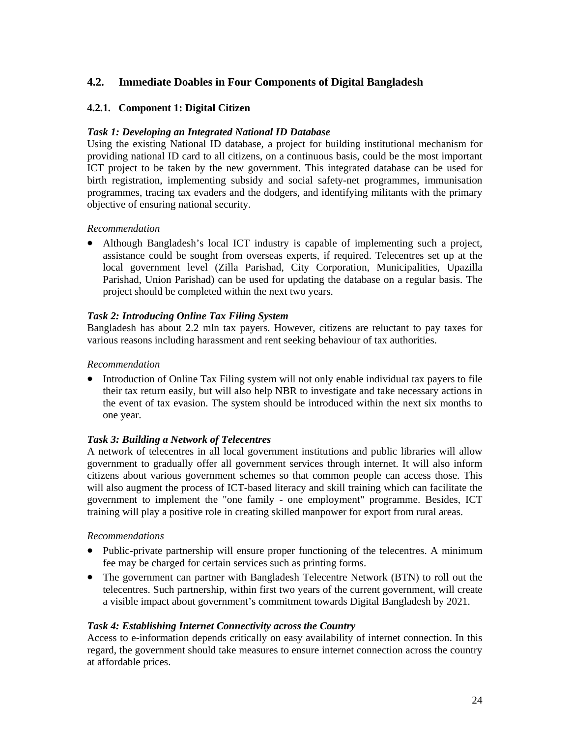## 4.2. Immediate Doables in Four Components of Digital Bangladesh

### 4.2.1. Component 1: Digital Citizen

***Task 1: Developing an Integrated National ID Database***

Using the existing National ID database, a project for building institutional mechanism for providing national ID card to all citizens, on a continuous basis, could be the most important ICT project to be taken by the new government. This integrated database can be used for birth registration, implementing subsidy and social safety-net programmes, immunisation programmes, tracing tax evaders and the dodgers, and identifying militants with the primary objective of ensuring national security.

*Recommendation*

- Although Bangladesh's local ICT industry is capable of implementing such a project, assistance could be sought from overseas experts, if required. Telecentres set up at the local government level (Zilla Parishad, City Corporation, Municipalities, Upazilla Parishad, Union Parishad) can be used for updating the database on a regular basis. The project should be completed within the next two years.

***Task 2: Introducing Online Tax Filing System***

Bangladesh has about 2.2 mln tax payers. However, citizens are reluctant to pay taxes for various reasons including harassment and rent seeking behaviour of tax authorities.

*Recommendation*

- Introduction of Online Tax Filing system will not only enable individual tax payers to file their tax return easily, but will also help NBR to investigate and take necessary actions in the event of tax evasion. The system should be introduced within the next six months to one year.

***Task 3: Building a Network of Telecentres***

A network of telecentres in all local government institutions and public libraries will allow government to gradually offer all government services through internet. It will also inform citizens about various government schemes so that common people can access those. This will also augment the process of ICT-based literacy and skill training which can facilitate the government to implement the "one family - one employment" programme. Besides, ICT training will play a positive role in creating skilled manpower for export from rural areas.

*Recommendations*

- Public-private partnership will ensure proper functioning of the telecentres. A minimum fee may be charged for certain services such as printing forms.
- The government can partner with Bangladesh Telecentre Network (BTN) to roll out the telecentres. Such partnership, within first two years of the current government, will create a visible impact about government's commitment towards Digital Bangladesh by 2021.

***Task 4: Establishing Internet Connectivity across the Country***

Access to e-information depends critically on easy availability of internet connection. In this regard, the government should take measures to ensure internet connection across the country at affordable prices.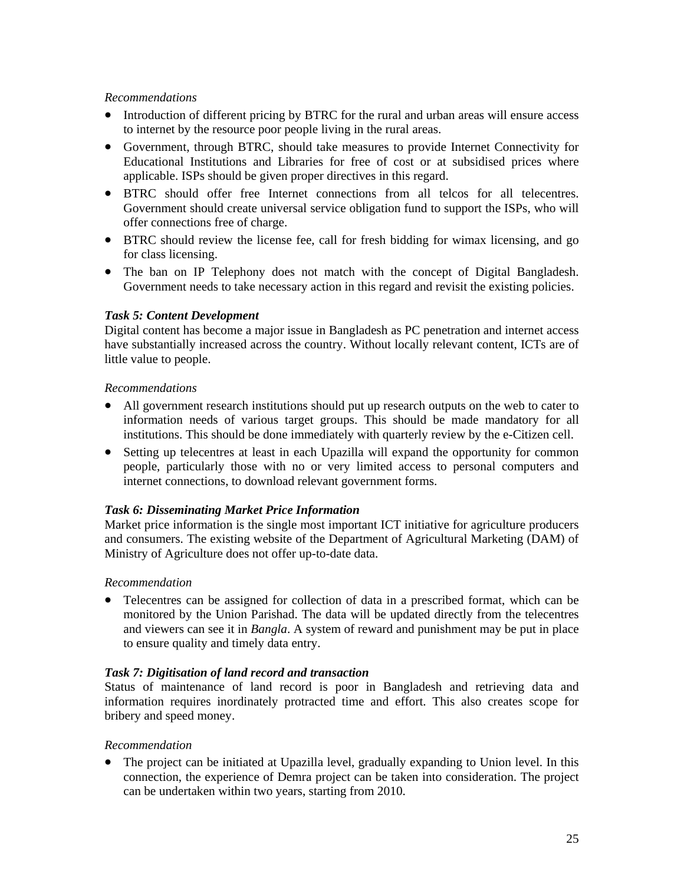*Recommendations*

- Introduction of different pricing by BTRC for the rural and urban areas will ensure access to internet by the resource poor people living in the rural areas.
- Government, through BTRC, should take measures to provide Internet Connectivity for Educational Institutions and Libraries for free of cost or at subsidised prices where applicable. ISPs should be given proper directives in this regard.
- BTRC should offer free Internet connections from all telcos for all telecentres. Government should create universal service obligation fund to support the ISPs, who will offer connections free of charge.
- BTRC should review the license fee, call for fresh bidding for wimax licensing, and go for class licensing.
- The ban on IP Telephony does not match with the concept of Digital Bangladesh. Government needs to take necessary action in this regard and revisit the existing policies.

***Task 5: Content Development***

Digital content has become a major issue in Bangladesh as PC penetration and internet access have substantially increased across the country. Without locally relevant content, ICTs are of little value to people.

*Recommendations*

- All government research institutions should put up research outputs on the web to cater to information needs of various target groups. This should be made mandatory for all institutions. This should be done immediately with quarterly review by the e-Citizen cell.
- Setting up telecentres at least in each Upazilla will expand the opportunity for common people, particularly those with no or very limited access to personal computers and internet connections, to download relevant government forms.

***Task 6: Disseminating Market Price Information***

Market price information is the single most important ICT initiative for agriculture producers and consumers. The existing website of the Department of Agricultural Marketing (DAM) of Ministry of Agriculture does not offer up-to-date data.

*Recommendation*

- Telecentres can be assigned for collection of data in a prescribed format, which can be monitored by the Union Parishad. The data will be updated directly from the telecentres and viewers can see it in *Bangla*. A system of reward and punishment may be put in place to ensure quality and timely data entry.

***Task 7: Digitisation of land record and transaction***

Status of maintenance of land record is poor in Bangladesh and retrieving data and information requires inordinately protracted time and effort. This also creates scope for bribery and speed money.

*Recommendation*

- The project can be initiated at Upazilla level, gradually expanding to Union level. In this connection, the experience of Demra project can be taken into consideration. The project can be undertaken within two years, starting from 2010.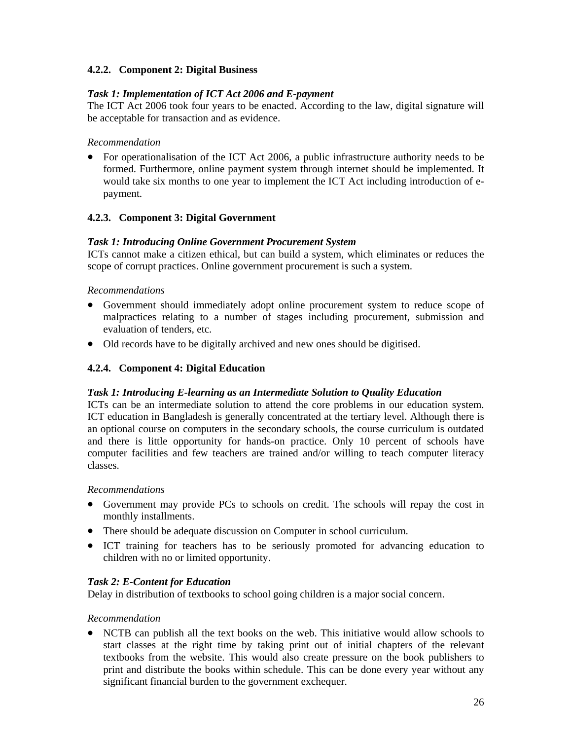### 4.2.2. Component 2: Digital Business

***Task 1: Implementation of ICT Act 2006 and E-payment***

The ICT Act 2006 took four years to be enacted. According to the law, digital signature will be acceptable for transaction and as evidence.

*Recommendation*

- For operationalisation of the ICT Act 2006, a public infrastructure authority needs to be formed. Furthermore, online payment system through internet should be implemented. It would take six months to one year to implement the ICT Act including introduction of e-payment.

### 4.2.3. Component 3: Digital Government

***Task 1: Introducing Online Government Procurement System***

ICTs cannot make a citizen ethical, but can build a system, which eliminates or reduces the scope of corrupt practices. Online government procurement is such a system.

*Recommendations*

- Government should immediately adopt online procurement system to reduce scope of malpractices relating to a number of stages including procurement, submission and evaluation of tenders, etc.
- Old records have to be digitally archived and new ones should be digitised.

### 4.2.4. Component 4: Digital Education

***Task 1: Introducing E-learning as an Intermediate Solution to Quality Education***

ICTs can be an intermediate solution to attend the core problems in our education system. ICT education in Bangladesh is generally concentrated at the tertiary level. Although there is an optional course on computers in the secondary schools, the course curriculum is outdated and there is little opportunity for hands-on practice. Only 10 percent of schools have computer facilities and few teachers are trained and/or willing to teach computer literacy classes.

*Recommendations*

- Government may provide PCs to schools on credit. The schools will repay the cost in monthly installments.
- There should be adequate discussion on Computer in school curriculum.
- ICT training for teachers has to be seriously promoted for advancing education to children with no or limited opportunity.

***Task 2: E-Content for Education***

Delay in distribution of textbooks to school going children is a major social concern.

*Recommendation*

- NCTB can publish all the text books on the web. This initiative would allow schools to start classes at the right time by taking print out of initial chapters of the relevant textbooks from the website. This would also create pressure on the book publishers to print and distribute the books within schedule. This can be done every year without any significant financial burden to the government exchequer.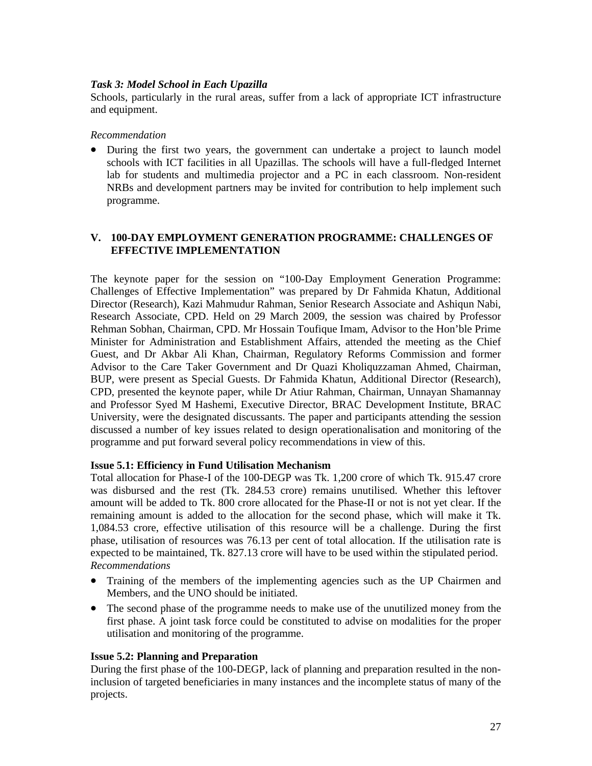*Task 3: Model School in Each Upazilla*

Schools, particularly in the rural areas, suffer from a lack of appropriate ICT infrastructure and equipment.

*Recommendation*

- During the first two years, the government can undertake a project to launch model schools with ICT facilities in all Upazillas. The schools will have a full-fledged Internet lab for students and multimedia projector and a PC in each classroom. Non-resident NRBs and development partners may be invited for contribution to help implement such programme.

## V. 100-DAY EMPLOYMENT GENERATION PROGRAMME: CHALLENGES OF EFFECTIVE IMPLEMENTATION

The keynote paper for the session on "100-Day Employment Generation Programme: Challenges of Effective Implementation" was prepared by Dr Fahmida Khatun, Additional Director (Research), Kazi Mahmudur Rahman, Senior Research Associate and Ashiqun Nabi, Research Associate, CPD. Held on 29 March 2009, the session was chaired by Professor Rehman Sobhan, Chairman, CPD. Mr Hossain Toufique Imam, Advisor to the Hon'ble Prime Minister for Administration and Establishment Affairs, attended the meeting as the Chief Guest, and Dr Akbar Ali Khan, Chairman, Regulatory Reforms Commission and former Advisor to the Care Taker Government and Dr Quazi Kholiquzzaman Ahmed, Chairman, BUP, were present as Special Guests. Dr Fahmida Khatun, Additional Director (Research), CPD, presented the keynote paper, while Dr Atiur Rahman, Chairman, Unnayan Shamannay and Professor Syed M Hashemi, Executive Director, BRAC Development Institute, BRAC University, were the designated discussants. The paper and participants attending the session discussed a number of key issues related to design operationalisation and monitoring of the programme and put forward several policy recommendations in view of this.

**Issue 5.1: Efficiency in Fund Utilisation Mechanism**

Total allocation for Phase-I of the 100-DEGP was Tk. 1,200 crore of which Tk. 915.47 crore was disbursed and the rest (Tk. 284.53 crore) remains unutilised. Whether this leftover amount will be added to Tk. 800 crore allocated for the Phase-II or not is not yet clear. If the remaining amount is added to the allocation for the second phase, which will make it Tk. 1,084.53 crore, effective utilisation of this resource will be a challenge. During the first phase, utilisation of resources was 76.13 per cent of total allocation. If the utilisation rate is expected to be maintained, Tk. 827.13 crore will have to be used within the stipulated period.

*Recommendations*

- Training of the members of the implementing agencies such as the UP Chairmen and Members, and the UNO should be initiated.
- The second phase of the programme needs to make use of the unutilized money from the first phase. A joint task force could be constituted to advise on modalities for the proper utilisation and monitoring of the programme.

**Issue 5.2: Planning and Preparation**

During the first phase of the 100-DEGP, lack of planning and preparation resulted in the non-inclusion of targeted beneficiaries in many instances and the incomplete status of many of the projects.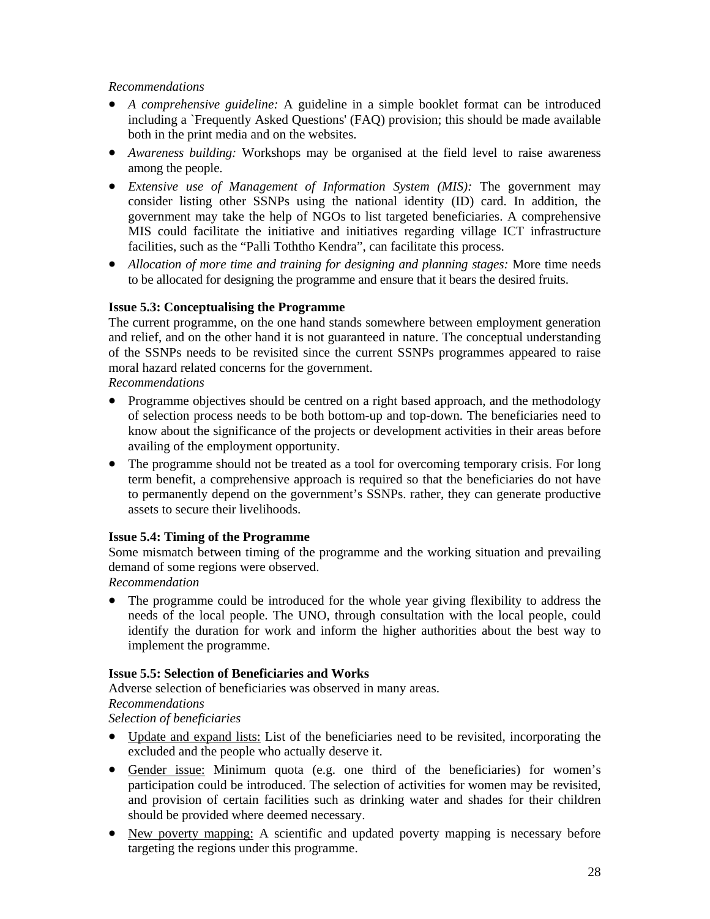*Recommendations*

- *A comprehensive guideline:* A guideline in a simple booklet format can be introduced including a `Frequently Asked Questions' (FAQ) provision; this should be made available both in the print media and on the websites.
- *Awareness building:* Workshops may be organised at the field level to raise awareness among the people.
- *Extensive use of Management of Information System (MIS):* The government may consider listing other SSNPs using the national identity (ID) card. In addition, the government may take the help of NGOs to list targeted beneficiaries. A comprehensive MIS could facilitate the initiative and initiatives regarding village ICT infrastructure facilities, such as the "Palli Toththo Kendra", can facilitate this process.
- *Allocation of more time and training for designing and planning stages:* More time needs to be allocated for designing the programme and ensure that it bears the desired fruits.

**Issue 5.3: Conceptualising the Programme**

The current programme, on the one hand stands somewhere between employment generation and relief, and on the other hand it is not guaranteed in nature. The conceptual understanding of the SSNPs needs to be revisited since the current SSNPs programmes appeared to raise moral hazard related concerns for the government.

*Recommendations*

- Programme objectives should be centred on a right based approach, and the methodology of selection process needs to be both bottom-up and top-down. The beneficiaries need to know about the significance of the projects or development activities in their areas before availing of the employment opportunity.
- The programme should not be treated as a tool for overcoming temporary crisis. For long term benefit, a comprehensive approach is required so that the beneficiaries do not have to permanently depend on the government's SSNPs. rather, they can generate productive assets to secure their livelihoods.

**Issue 5.4: Timing of the Programme**

Some mismatch between timing of the programme and the working situation and prevailing demand of some regions were observed.

*Recommendation*

- The programme could be introduced for the whole year giving flexibility to address the needs of the local people. The UNO, through consultation with the local people, could identify the duration for work and inform the higher authorities about the best way to implement the programme.

**Issue 5.5: Selection of Beneficiaries and Works**

Adverse selection of beneficiaries was observed in many areas.

*Recommendations*

*Selection of beneficiaries*

- Update and expand lists: List of the beneficiaries need to be revisited, incorporating the excluded and the people who actually deserve it.
- Gender issue: Minimum quota (e.g. one third of the beneficiaries) for women's participation could be introduced. The selection of activities for women may be revisited, and provision of certain facilities such as drinking water and shades for their children should be provided where deemed necessary.
- New poverty mapping: A scientific and updated poverty mapping is necessary before targeting the regions under this programme.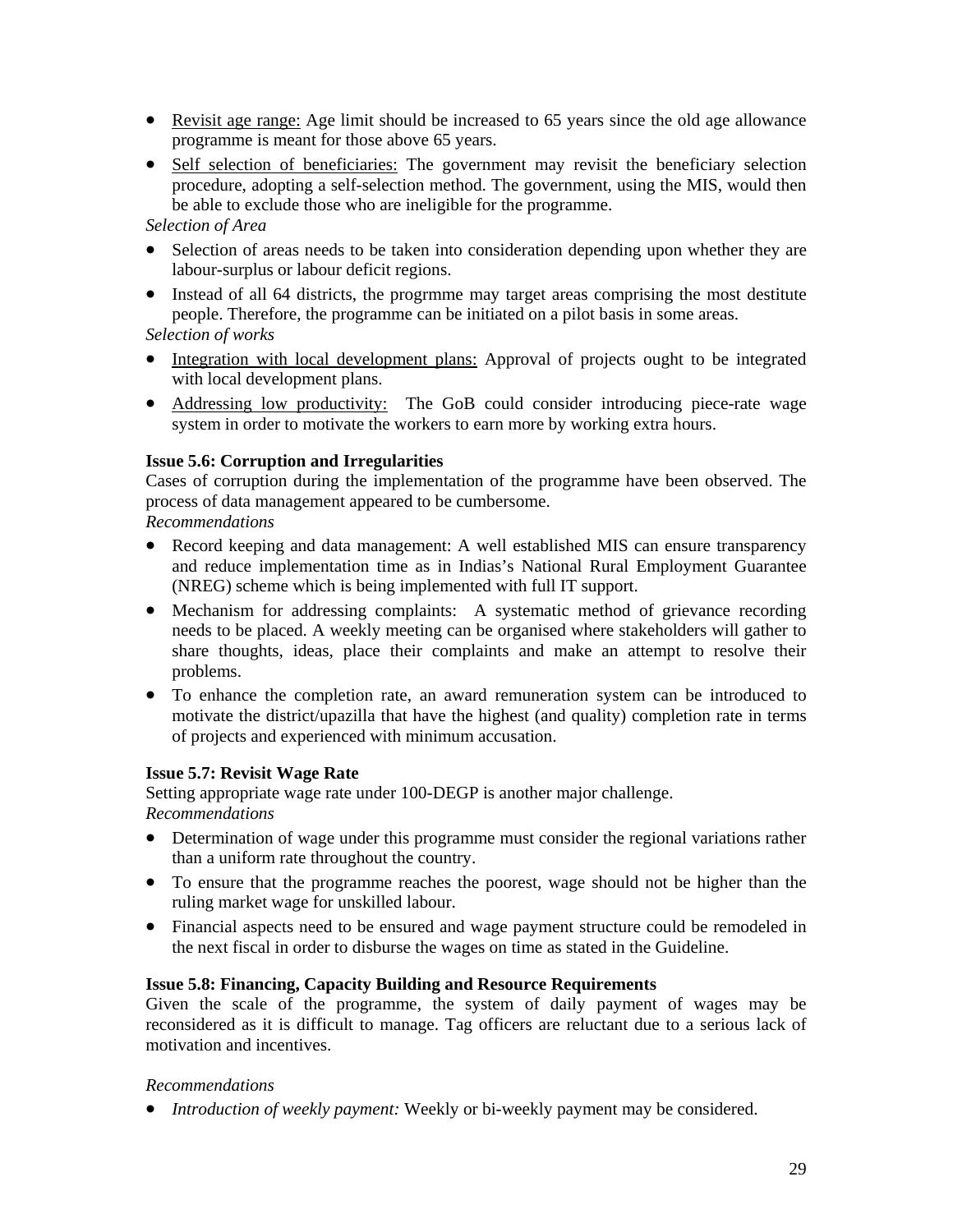- Revisit age range: Age limit should be increased to 65 years since the old age allowance programme is meant for those above 65 years.
- Self selection of beneficiaries: The government may revisit the beneficiary selection procedure, adopting a self-selection method. The government, using the MIS, would then be able to exclude those who are ineligible for the programme.

*Selection of Area*

- Selection of areas needs to be taken into consideration depending upon whether they are labour-surplus or labour deficit regions.
- Instead of all 64 districts, the progrmme may target areas comprising the most destitute people. Therefore, the programme can be initiated on a pilot basis in some areas.

*Selection of works*

- Integration with local development plans: Approval of projects ought to be integrated with local development plans.
- Addressing low productivity: The GoB could consider introducing piece-rate wage system in order to motivate the workers to earn more by working extra hours.

**Issue 5.6: Corruption and Irregularities**

Cases of corruption during the implementation of the programme have been observed. The process of data management appeared to be cumbersome.

*Recommendations*

- Record keeping and data management: A well established MIS can ensure transparency and reduce implementation time as in Indias's National Rural Employment Guarantee (NREG) scheme which is being implemented with full IT support.
- Mechanism for addressing complaints: A systematic method of grievance recording needs to be placed. A weekly meeting can be organised where stakeholders will gather to share thoughts, ideas, place their complaints and make an attempt to resolve their problems.
- To enhance the completion rate, an award remuneration system can be introduced to motivate the district/upazilla that have the highest (and quality) completion rate in terms of projects and experienced with minimum accusation.

**Issue 5.7: Revisit Wage Rate**

Setting appropriate wage rate under 100-DEGP is another major challenge.

*Recommendations*

- Determination of wage under this programme must consider the regional variations rather than a uniform rate throughout the country.
- To ensure that the programme reaches the poorest, wage should not be higher than the ruling market wage for unskilled labour.
- Financial aspects need to be ensured and wage payment structure could be remodeled in the next fiscal in order to disburse the wages on time as stated in the Guideline.

**Issue 5.8: Financing, Capacity Building and Resource Requirements**

Given the scale of the programme, the system of daily payment of wages may be reconsidered as it is difficult to manage. Tag officers are reluctant due to a serious lack of motivation and incentives.

*Recommendations*

- *Introduction of weekly payment:* Weekly or bi-weekly payment may be considered.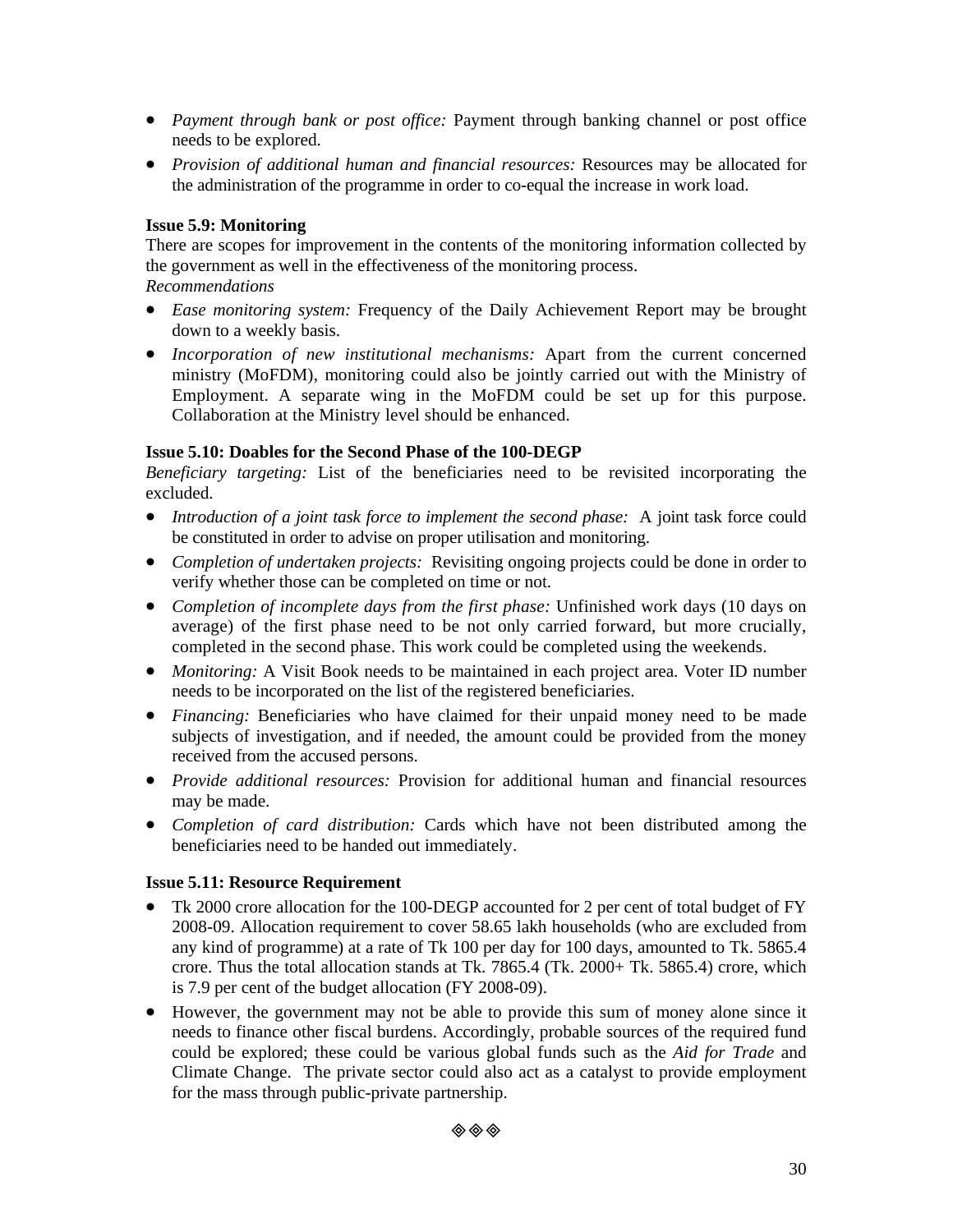- *Payment through bank or post office:* Payment through banking channel or post office needs to be explored.
- *Provision of additional human and financial resources:* Resources may be allocated for the administration of the programme in order to co-equal the increase in work load.

**Issue 5.9: Monitoring**

There are scopes for improvement in the contents of the monitoring information collected by the government as well in the effectiveness of the monitoring process.

*Recommendations*

- *Ease monitoring system:* Frequency of the Daily Achievement Report may be brought down to a weekly basis.
- *Incorporation of new institutional mechanisms:* Apart from the current concerned ministry (MoFDM), monitoring could also be jointly carried out with the Ministry of Employment. A separate wing in the MoFDM could be set up for this purpose. Collaboration at the Ministry level should be enhanced.

**Issue 5.10: Doables for the Second Phase of the 100-DEGP**

*Beneficiary targeting:* List of the beneficiaries need to be revisited incorporating the excluded.

- *Introduction of a joint task force to implement the second phase:* A joint task force could be constituted in order to advise on proper utilisation and monitoring.
- *Completion of undertaken projects:* Revisiting ongoing projects could be done in order to verify whether those can be completed on time or not.
- *Completion of incomplete days from the first phase:* Unfinished work days (10 days on average) of the first phase need to be not only carried forward, but more crucially, completed in the second phase. This work could be completed using the weekends.
- *Monitoring:* A Visit Book needs to be maintained in each project area. Voter ID number needs to be incorporated on the list of the registered beneficiaries.
- *Financing:* Beneficiaries who have claimed for their unpaid money need to be made subjects of investigation, and if needed, the amount could be provided from the money received from the accused persons.
- *Provide additional resources:* Provision for additional human and financial resources may be made.
- *Completion of card distribution:* Cards which have not been distributed among the beneficiaries need to be handed out immediately.

**Issue 5.11: Resource Requirement**

- Tk 2000 crore allocation for the 100-DEGP accounted for 2 per cent of total budget of FY 2008-09. Allocation requirement to cover 58.65 lakh households (who are excluded from any kind of programme) at a rate of Tk 100 per day for 100 days, amounted to Tk. 5865.4 crore. Thus the total allocation stands at Tk. 7865.4 (Tk. 2000+ Tk. 5865.4) crore, which is 7.9 per cent of the budget allocation (FY 2008-09).
- However, the government may not be able to provide this sum of money alone since it needs to finance other fiscal burdens. Accordingly, probable sources of the required fund could be explored; these could be various global funds such as the *Aid for Trade* and Climate Change. The private sector could also act as a catalyst to provide employment for the mass through public-private partnership.

◈◈◈